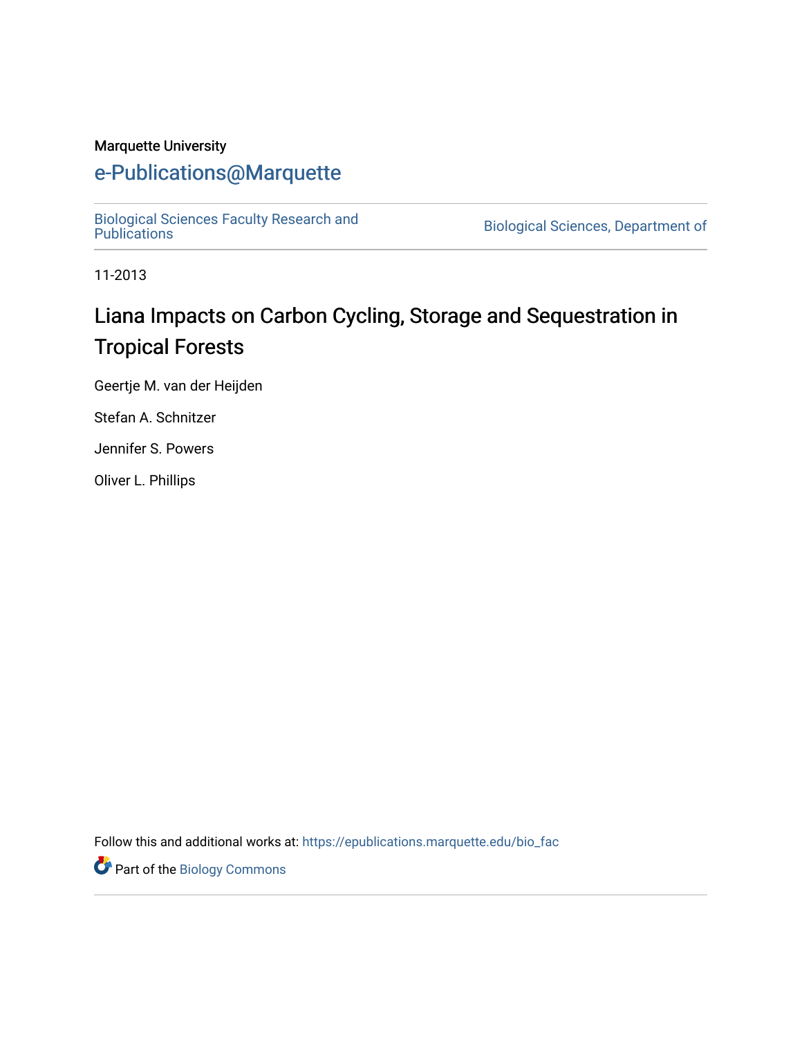Marquette University

# e-Publications@Marquette

Biological Sciences Faculty Research and Publications

Biological Sciences, Department of

11-2013

## Liana Impacts on Carbon Cycling, Storage and Sequestration in Tropical Forests

Geertje M. van der Heijden

Stefan A. Schnitzer

Jennifer S. Powers

Oliver L. Phillips

Follow this and additional works at: https://epublications.marquette.edu/bio_fac

Part of the Biology Commons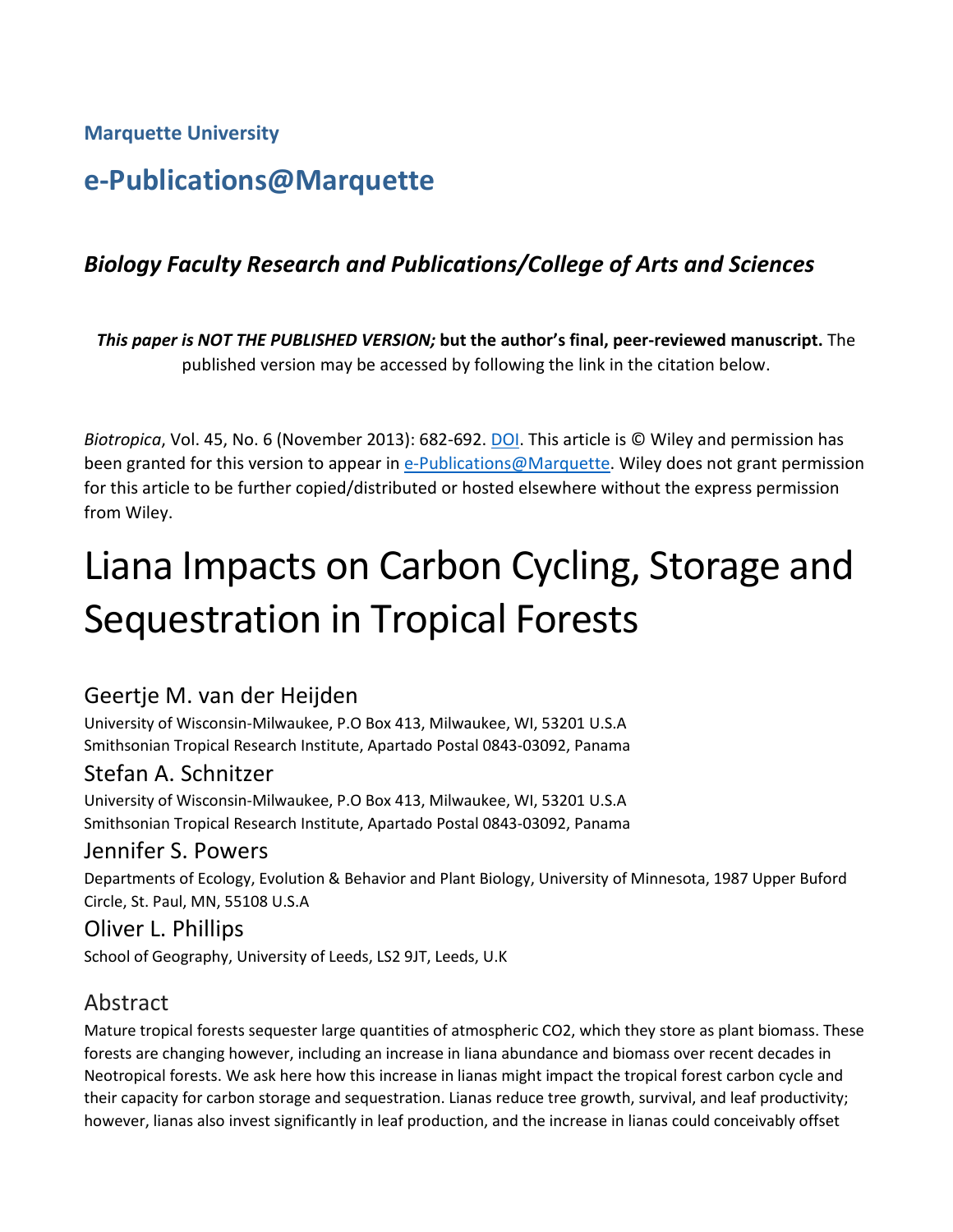**Marquette University**

## e-Publications@Marquette

### *Biology Faculty Research and Publications/College of Arts and Sciences*

***This paper is NOT THE PUBLISHED VERSION;* but the author's final, peer-reviewed manuscript.** The published version may be accessed by following the link in the citation below.

*Biotropica*, Vol. 45, No. 6 (November 2013): 682-692. DOI. This article is © Wiley and permission has been granted for this version to appear in e-Publications@Marquette. Wiley does not grant permission for this article to be further copied/distributed or hosted elsewhere without the express permission from Wiley.

# Liana Impacts on Carbon Cycling, Storage and Sequestration in Tropical Forests

Geertje M. van der Heijden
University of Wisconsin-Milwaukee, P.O Box 413, Milwaukee, WI, 53201 U.S.A
Smithsonian Tropical Research Institute, Apartado Postal 0843-03092, Panama

Stefan A. Schnitzer
University of Wisconsin-Milwaukee, P.O Box 413, Milwaukee, WI, 53201 U.S.A
Smithsonian Tropical Research Institute, Apartado Postal 0843-03092, Panama

Jennifer S. Powers
Departments of Ecology, Evolution & Behavior and Plant Biology, University of Minnesota, 1987 Upper Buford Circle, St. Paul, MN, 55108 U.S.A

Oliver L. Phillips
School of Geography, University of Leeds, LS2 9JT, Leeds, U.K

## Abstract

Mature tropical forests sequester large quantities of atmospheric $CO_2$, which they store as plant biomass. These forests are changing however, including an increase in liana abundance and biomass over recent decades in Neotropical forests. We ask here how this increase in lianas might impact the tropical forest carbon cycle and their capacity for carbon storage and sequestration. Lianas reduce tree growth, survival, and leaf productivity; however, lianas also invest significantly in leaf production, and the increase in lianas could conceivably offset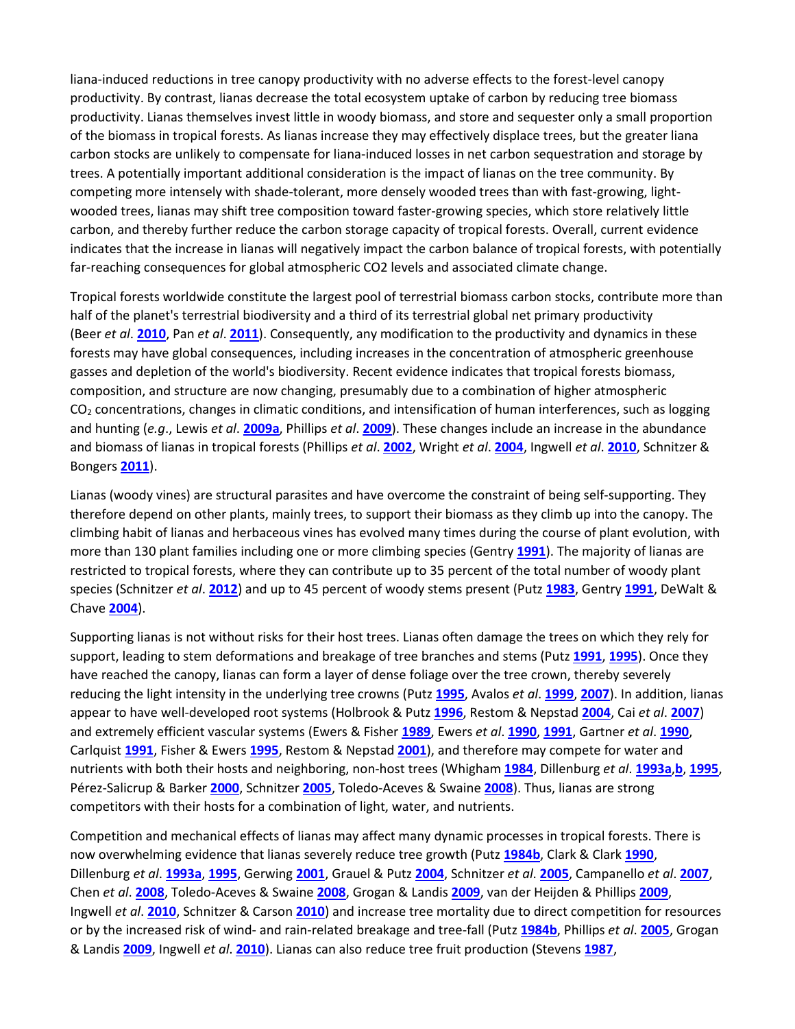liana-induced reductions in tree canopy productivity with no adverse effects to the forest-level canopy productivity. By contrast, lianas decrease the total ecosystem uptake of carbon by reducing tree biomass productivity. Lianas themselves invest little in woody biomass, and store and sequester only a small proportion of the biomass in tropical forests. As lianas increase they may effectively displace trees, but the greater liana carbon stocks are unlikely to compensate for liana-induced losses in net carbon sequestration and storage by trees. A potentially important additional consideration is the impact of lianas on the tree community. By competing more intensely with shade-tolerant, more densely wooded trees than with fast-growing, light-wooded trees, lianas may shift tree composition toward faster-growing species, which store relatively little carbon, and thereby further reduce the carbon storage capacity of tropical forests. Overall, current evidence indicates that the increase in lianas will negatively impact the carbon balance of tropical forests, with potentially far-reaching consequences for global atmospheric CO2 levels and associated climate change.

Tropical forests worldwide constitute the largest pool of terrestrial biomass carbon stocks, contribute more than half of the planet's terrestrial biodiversity and a third of its terrestrial global net primary productivity (Beer *et al*. **2010**, Pan *et al*. **2011**). Consequently, any modification to the productivity and dynamics in these forests may have global consequences, including increases in the concentration of atmospheric greenhouse gasses and depletion of the world's biodiversity. Recent evidence indicates that tropical forests biomass, composition, and structure are now changing, presumably due to a combination of higher atmospheric $CO_2$ concentrations, changes in climatic conditions, and intensification of human interferences, such as logging and hunting (*e.g*., Lewis *et al*. **2009a**, Phillips *et al*. **2009**). These changes include an increase in the abundance and biomass of lianas in tropical forests (Phillips *et al*. **2002**, Wright *et al*. **2004**, Ingwell *et al*. **2010**, Schnitzer & Bongers **2011**).

Lianas (woody vines) are structural parasites and have overcome the constraint of being self-supporting. They therefore depend on other plants, mainly trees, to support their biomass as they climb up into the canopy. The climbing habit of lianas and herbaceous vines has evolved many times during the course of plant evolution, with more than 130 plant families including one or more climbing species (Gentry **1991**). The majority of lianas are restricted to tropical forests, where they can contribute up to 35 percent of the total number of woody plant species (Schnitzer *et al*. **2012**) and up to 45 percent of woody stems present (Putz **1983**, Gentry **1991**, DeWalt & Chave **2004**).

Supporting lianas is not without risks for their host trees. Lianas often damage the trees on which they rely for support, leading to stem deformations and breakage of tree branches and stems (Putz **1991**, **1995**). Once they have reached the canopy, lianas can form a layer of dense foliage over the tree crown, thereby severely reducing the light intensity in the underlying tree crowns (Putz **1995**, Avalos *et al*. **1999**, **2007**). In addition, lianas appear to have well-developed root systems (Holbrook & Putz **1996**, Restom & Nepstad **2004**, Cai *et al*. **2007**) and extremely efficient vascular systems (Ewers & Fisher **1989**, Ewers *et al*. **1990**, **1991**, Gartner *et al*. **1990**, Carlquist **1991**, Fisher & Ewers **1995**, Restom & Nepstad **2001**), and therefore may compete for water and nutrients with both their hosts and neighboring, non-host trees (Whigham **1984**, Dillenburg *et al*. **1993a**,**b**, **1995**, Pérez-Salicrup & Barker **2000**, Schnitzer **2005**, Toledo-Aceves & Swaine **2008**). Thus, lianas are strong competitors with their hosts for a combination of light, water, and nutrients.

Competition and mechanical effects of lianas may affect many dynamic processes in tropical forests. There is now overwhelming evidence that lianas severely reduce tree growth (Putz **1984b**, Clark & Clark **1990**, Dillenburg *et al*. **1993a**, **1995**, Gerwing **2001**, Grauel & Putz **2004**, Schnitzer *et al*. **2005**, Campanello *et al*. **2007**, Chen *et al*. **2008**, Toledo-Aceves & Swaine **2008**, Grogan & Landis **2009**, van der Heijden & Phillips **2009**, Ingwell *et al*. **2010**, Schnitzer & Carson **2010**) and increase tree mortality due to direct competition for resources or by the increased risk of wind- and rain-related breakage and tree-fall (Putz **1984b**, Phillips *et al*. **2005**, Grogan & Landis **2009**, Ingwell *et al*. **2010**). Lianas can also reduce tree fruit production (Stevens **1987**,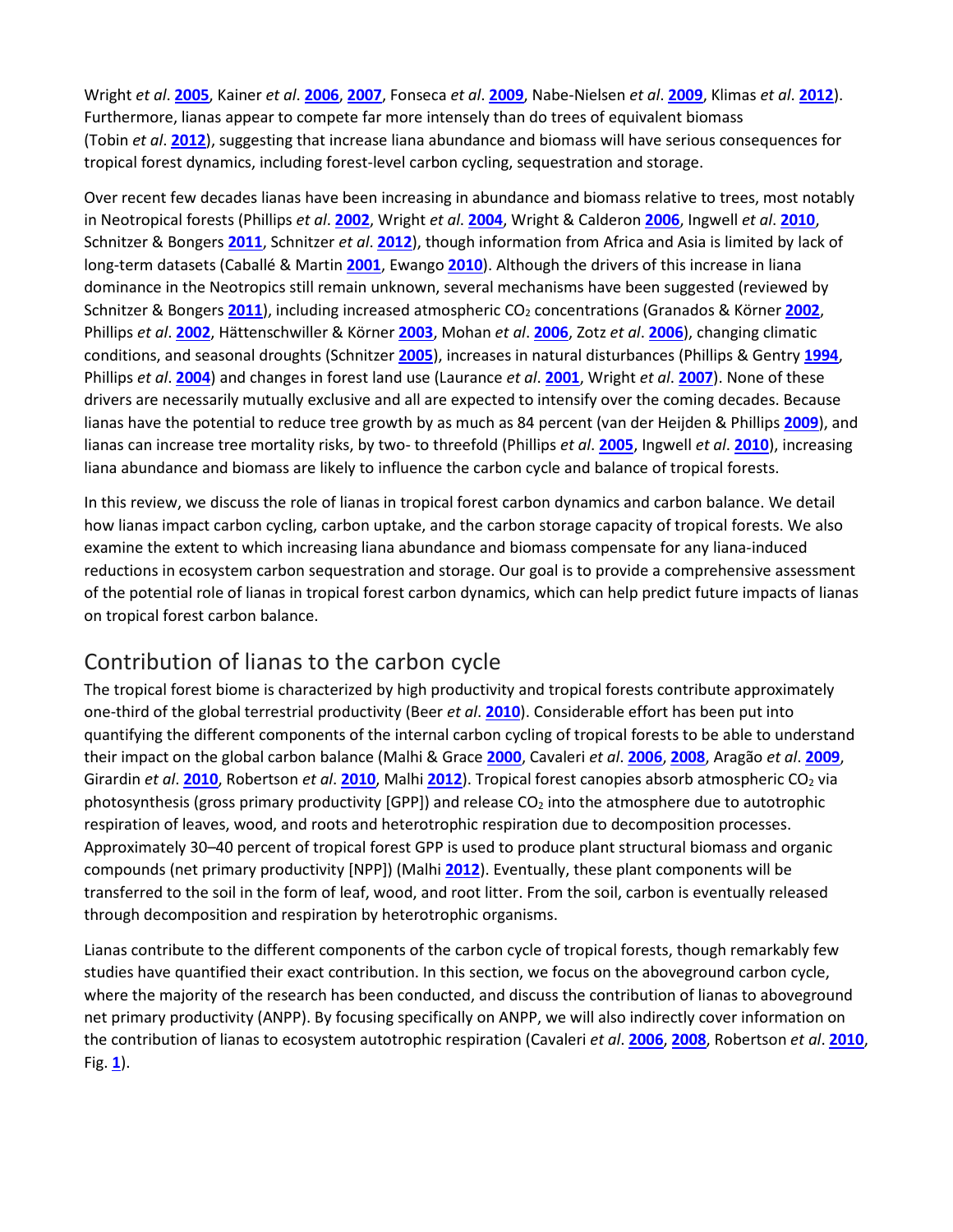Wright *et al*. 2005, Kainer *et al*. 2006, 2007, Fonseca *et al*. 2009, Nabe-Nielsen *et al*. 2009, Klimas *et al*. 2012). Furthermore, lianas appear to compete far more intensely than do trees of equivalent biomass (Tobin *et al*. 2012), suggesting that increase liana abundance and biomass will have serious consequences for tropical forest dynamics, including forest-level carbon cycling, sequestration and storage.

Over recent few decades lianas have been increasing in abundance and biomass relative to trees, most notably in Neotropical forests (Phillips *et al*. 2002, Wright *et al*. 2004, Wright & Calderon 2006, Ingwell *et al*. 2010, Schnitzer & Bongers 2011, Schnitzer *et al*. 2012), though information from Africa and Asia is limited by lack of long-term datasets (Caballé & Martin 2001, Ewango 2010). Although the drivers of this increase in liana dominance in the Neotropics still remain unknown, several mechanisms have been suggested (reviewed by Schnitzer & Bongers 2011), including increased atmospheric $CO_2$ concentrations (Granados & Körner 2002, Phillips *et al*. 2002, Hättenschwiller & Körner 2003, Mohan *et al*. 2006, Zotz *et al*. 2006), changing climatic conditions, and seasonal droughts (Schnitzer 2005), increases in natural disturbances (Phillips & Gentry 1994, Phillips *et al*. 2004) and changes in forest land use (Laurance *et al*. 2001, Wright *et al*. 2007). None of these drivers are necessarily mutually exclusive and all are expected to intensify over the coming decades. Because lianas have the potential to reduce tree growth by as much as 84 percent (van der Heijden & Phillips 2009), and lianas can increase tree mortality risks, by two- to threefold (Phillips *et al*. 2005, Ingwell *et al*. 2010), increasing liana abundance and biomass are likely to influence the carbon cycle and balance of tropical forests.

In this review, we discuss the role of lianas in tropical forest carbon dynamics and carbon balance. We detail how lianas impact carbon cycling, carbon uptake, and the carbon storage capacity of tropical forests. We also examine the extent to which increasing liana abundance and biomass compensate for any liana-induced reductions in ecosystem carbon sequestration and storage. Our goal is to provide a comprehensive assessment of the potential role of lianas in tropical forest carbon dynamics, which can help predict future impacts of lianas on tropical forest carbon balance.

## Contribution of lianas to the carbon cycle

The tropical forest biome is characterized by high productivity and tropical forests contribute approximately one-third of the global terrestrial productivity (Beer *et al*. 2010). Considerable effort has been put into quantifying the different components of the internal carbon cycling of tropical forests to be able to understand their impact on the global carbon balance (Malhi & Grace 2000, Cavaleri *et al*. 2006, 2008, Aragão *et al*. 2009, Girardin *et al*. 2010, Robertson *et al*. 2010, Malhi 2012). Tropical forest canopies absorb atmospheric $CO_2$ via photosynthesis (gross primary productivity [GPP]) and release $CO_2$ into the atmosphere due to autotrophic respiration of leaves, wood, and roots and heterotrophic respiration due to decomposition processes. Approximately 30–40 percent of tropical forest GPP is used to produce plant structural biomass and organic compounds (net primary productivity [NPP]) (Malhi 2012). Eventually, these plant components will be transferred to the soil in the form of leaf, wood, and root litter. From the soil, carbon is eventually released through decomposition and respiration by heterotrophic organisms.

Lianas contribute to the different components of the carbon cycle of tropical forests, though remarkably few studies have quantified their exact contribution. In this section, we focus on the aboveground carbon cycle, where the majority of the research has been conducted, and discuss the contribution of lianas to aboveground net primary productivity (ANPP). By focusing specifically on ANPP, we will also indirectly cover information on the contribution of lianas to ecosystem autotrophic respiration (Cavaleri *et al*. 2006, 2008, Robertson *et al*. 2010, Fig. 1).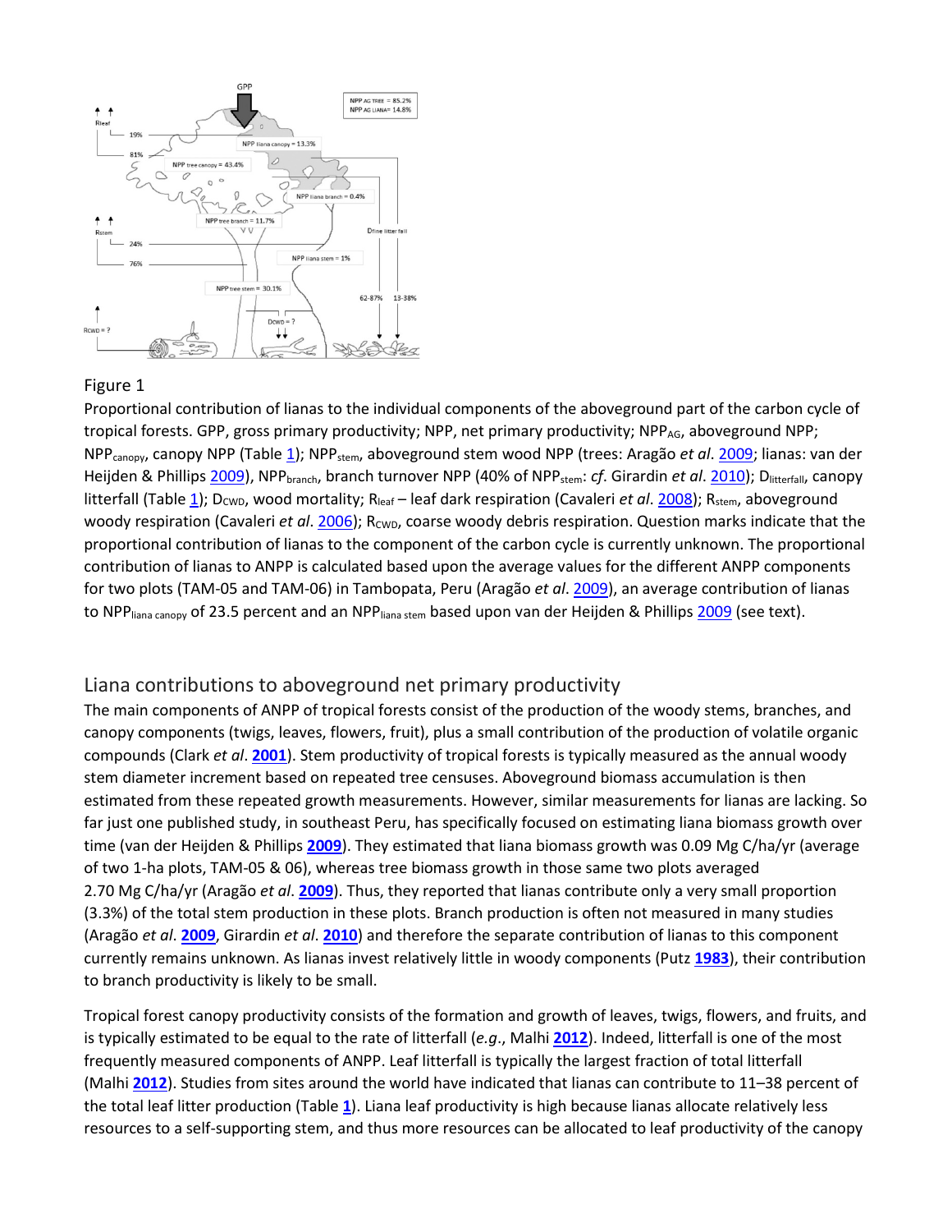Figure 1

Proportional contribution of lianas to the individual components of the aboveground part of the carbon cycle of tropical forests. GPP, gross primary productivity; NPP, net primary productivity; $NPP_{AG}$, aboveground NPP; $NPP_{canopy}$, canopy NPP (Table 1); $NPP_{stem}$, aboveground stem wood NPP (trees: Aragão *et al*. 2009; lianas: van der Heijden & Phillips 2009), $NPP_{branch}$, branch turnover NPP (40% of $NPP_{stem}$: *cf*. Girardin *et al*. 2010); $D_{litterfall}$, canopy litterfall (Table 1); $D_{CWD}$, wood mortality; $R_{leaf}$ – leaf dark respiration (Cavaleri *et al*. 2008); $R_{stem}$, aboveground woody respiration (Cavaleri *et al*. 2006); $R_{CWD}$, coarse woody debris respiration. Question marks indicate that the proportional contribution of lianas to the component of the carbon cycle is currently unknown. The proportional contribution of lianas to ANPP is calculated based upon the average values for the different ANPP components for two plots (TAM-05 and TAM-06) in Tambopata, Peru (Aragão *et al*. 2009), an average contribution of lianas to $NPP_{liana\ canopy}$ of 23.5 percent and an $NPP_{liana\ stem}$ based upon van der Heijden & Phillips 2009 (see text).

## Liana contributions to aboveground net primary productivity

The main components of ANPP of tropical forests consist of the production of the woody stems, branches, and canopy components (twigs, leaves, flowers, fruit), plus a small contribution of the production of volatile organic compounds (Clark *et al*. **2001**). Stem productivity of tropical forests is typically measured as the annual woody stem diameter increment based on repeated tree censuses. Aboveground biomass accumulation is then estimated from these repeated growth measurements. However, similar measurements for lianas are lacking. So far just one published study, in southeast Peru, has specifically focused on estimating liana biomass growth over time (van der Heijden & Phillips **2009**). They estimated that liana biomass growth was 0.09 Mg C/ha/yr (average of two 1-ha plots, TAM-05 & 06), whereas tree biomass growth in those same two plots averaged 2.70 Mg C/ha/yr (Aragão *et al*. **2009**). Thus, they reported that lianas contribute only a very small proportion (3.3%) of the total stem production in these plots. Branch production is often not measured in many studies (Aragão *et al*. **2009**, Girardin *et al*. **2010**) and therefore the separate contribution of lianas to this component currently remains unknown. As lianas invest relatively little in woody components (Putz **1983**), their contribution to branch productivity is likely to be small.

Tropical forest canopy productivity consists of the formation and growth of leaves, twigs, flowers, and fruits, and is typically estimated to be equal to the rate of litterfall (*e.g*., Malhi **2012**). Indeed, litterfall is one of the most frequently measured components of ANPP. Leaf litterfall is typically the largest fraction of total litterfall (Malhi **2012**). Studies from sites around the world have indicated that lianas can contribute to 11–38 percent of the total leaf litter production (Table **1**). Liana leaf productivity is high because lianas allocate relatively less resources to a self-supporting stem, and thus more resources can be allocated to leaf productivity of the canopy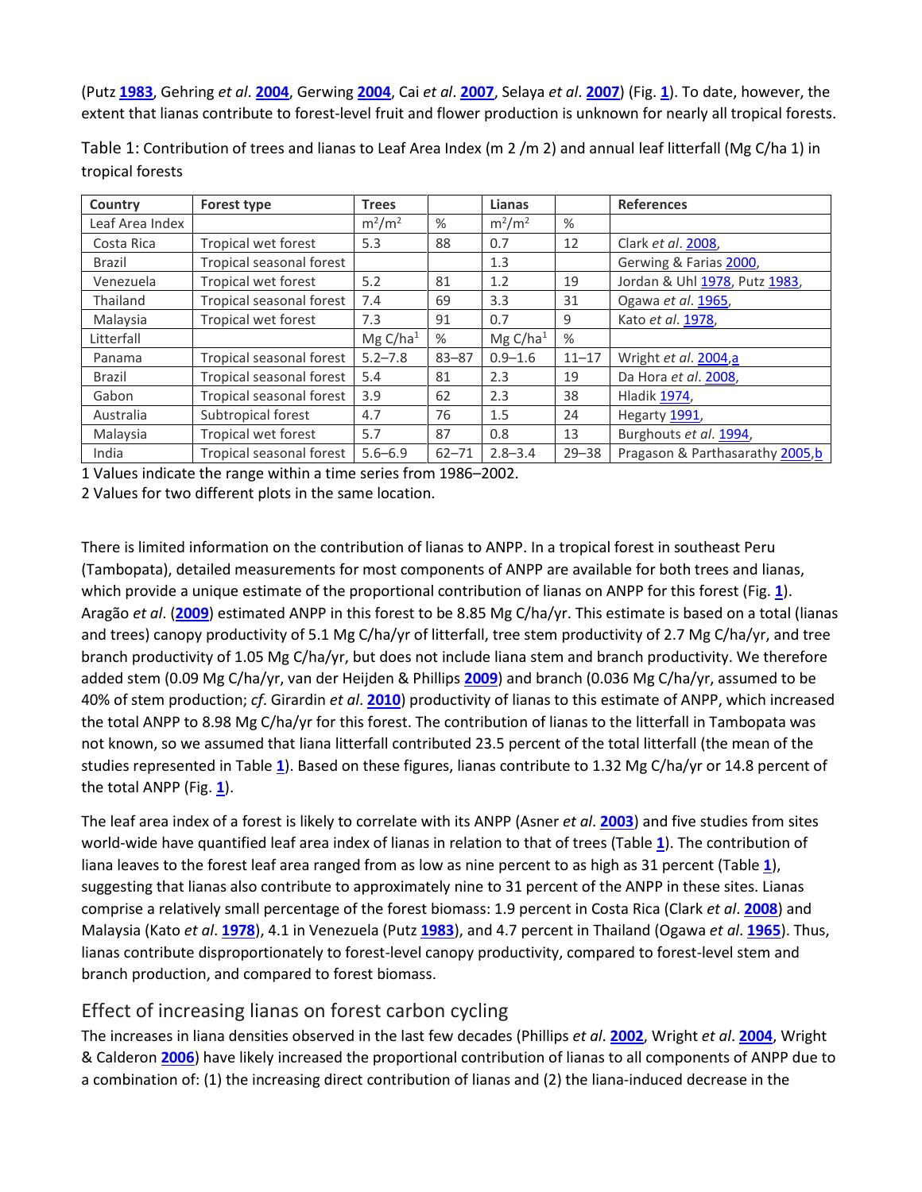(Putz **1983**, Gehring *et al*. **2004**, Gerwing **2004**, Cai *et al*. **2007**, Selaya *et al*. **2007**) (Fig. **1**). To date, however, the extent that lianas contribute to forest-level fruit and flower production is unknown for nearly all tropical forests.

Table 1: Contribution of trees and lianas to Leaf Area Index (m 2 /m 2) and annual leaf litterfall (Mg C/ha 1) in tropical forests

| Country | Forest type | Trees | | Lianas | | References |
|---|---|---|---|---|---|---|
| Leaf Area Index | | $m^2/m^2$ | % | $m^2/m^2$ | % | |
| Costa Rica | Tropical wet forest | 5.3 | 88 | 0.7 | 12 | Clark *et al*. 2008, |
| Brazil | Tropical seasonal forest | | | 1.3 | | Gerwing & Farias 2000, |
| Venezuela | Tropical wet forest | 5.2 | 81 | 1.2 | 19 | Jordan & Uhl 1978, Putz 1983, |
| Thailand | Tropical seasonal forest | 7.4 | 69 | 3.3 | 31 | Ogawa *et al*. 1965, |
| Malaysia | Tropical wet forest | 7.3 | 91 | 0.7 | 9 | Kato *et al*. 1978, |
| Litterfall | | Mg C/ha[1] | % | Mg C/ha[1] | % | |
| Panama | Tropical seasonal forest | 5.2–7.8 | 83–87 | 0.9–1.6 | 11–17 | Wright *et al*. 2004,a |
| Brazil | Tropical seasonal forest | 5.4 | 81 | 2.3 | 19 | Da Hora *et al*. 2008, |
| Gabon | Tropical seasonal forest | 3.9 | 62 | 2.3 | 38 | Hladik 1974, |
| Australia | Subtropical forest | 4.7 | 76 | 1.5 | 24 | Hegarty 1991, |
| Malaysia | Tropical wet forest | 5.7 | 87 | 0.8 | 13 | Burghouts *et al*. 1994, |
| India | Tropical seasonal forest | 5.6–6.9 | 62–71 | 2.8–3.4 | 29–38 | Pragason & Parthasarathy 2005,b |

1 Values indicate the range within a time series from 1986–2002.

2 Values for two different plots in the same location.

There is limited information on the contribution of lianas to ANPP. In a tropical forest in southeast Peru (Tambopata), detailed measurements for most components of ANPP are available for both trees and lianas, which provide a unique estimate of the proportional contribution of lianas on ANPP for this forest (Fig. **1**). Aragão *et al*. (**2009**) estimated ANPP in this forest to be 8.85 Mg C/ha/yr. This estimate is based on a total (lianas and trees) canopy productivity of 5.1 Mg C/ha/yr of litterfall, tree stem productivity of 2.7 Mg C/ha/yr, and tree branch productivity of 1.05 Mg C/ha/yr, but does not include liana stem and branch productivity. We therefore added stem (0.09 Mg C/ha/yr, van der Heijden & Phillips **2009**) and branch (0.036 Mg C/ha/yr, assumed to be 40% of stem production; *cf*. Girardin *et al*. **2010**) productivity of lianas to this estimate of ANPP, which increased the total ANPP to 8.98 Mg C/ha/yr for this forest. The contribution of lianas to the litterfall in Tambopata was not known, so we assumed that liana litterfall contributed 23.5 percent of the total litterfall (the mean of the studies represented in Table **1**). Based on these figures, lianas contribute to 1.32 Mg C/ha/yr or 14.8 percent of the total ANPP (Fig. **1**).

The leaf area index of a forest is likely to correlate with its ANPP (Asner *et al*. **2003**) and five studies from sites world-wide have quantified leaf area index of lianas in relation to that of trees (Table **1**). The contribution of liana leaves to the forest leaf area ranged from as low as nine percent to as high as 31 percent (Table **1**), suggesting that lianas also contribute to approximately nine to 31 percent of the ANPP in these sites. Lianas comprise a relatively small percentage of the forest biomass: 1.9 percent in Costa Rica (Clark *et al*. **2008**) and Malaysia (Kato *et al*. **1978**), 4.1 in Venezuela (Putz **1983**), and 4.7 percent in Thailand (Ogawa *et al*. **1965**). Thus, lianas contribute disproportionately to forest-level canopy productivity, compared to forest-level stem and branch production, and compared to forest biomass.

## Effect of increasing lianas on forest carbon cycling

The increases in liana densities observed in the last few decades (Phillips *et al*. **2002**, Wright *et al*. **2004**, Wright & Calderon **2006**) have likely increased the proportional contribution of lianas to all components of ANPP due to a combination of: (1) the increasing direct contribution of lianas and (2) the liana-induced decrease in the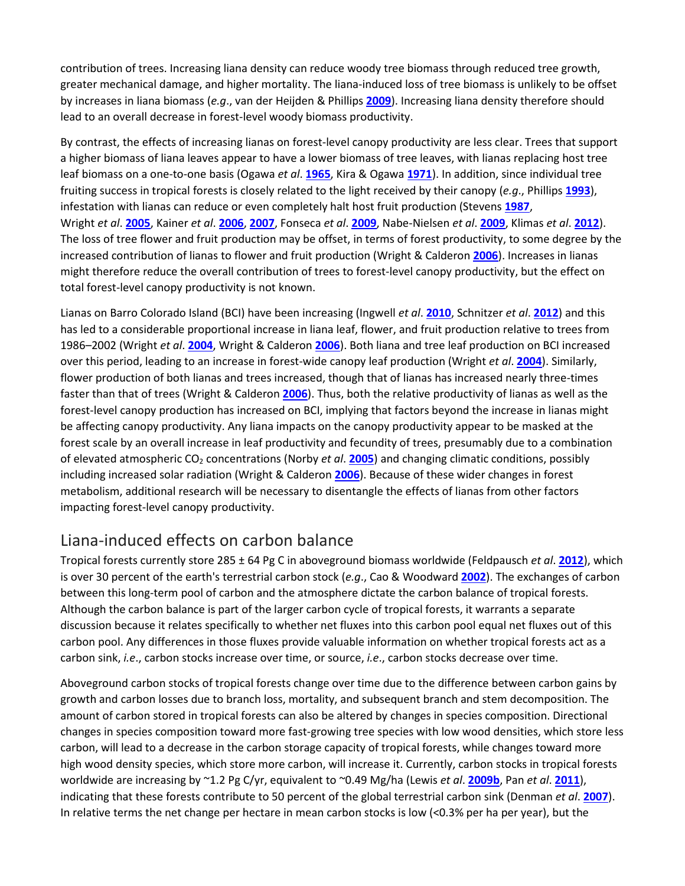contribution of trees. Increasing liana density can reduce woody tree biomass through reduced tree growth, greater mechanical damage, and higher mortality. The liana-induced loss of tree biomass is unlikely to be offset by increases in liana biomass (*e.g*., van der Heijden & Phillips **2009**). Increasing liana density therefore should lead to an overall decrease in forest-level woody biomass productivity.

By contrast, the effects of increasing lianas on forest-level canopy productivity are less clear. Trees that support a higher biomass of liana leaves appear to have a lower biomass of tree leaves, with lianas replacing host tree leaf biomass on a one-to-one basis (Ogawa *et al*. **1965**, Kira & Ogawa **1971**). In addition, since individual tree fruiting success in tropical forests is closely related to the light received by their canopy (*e.g*., Phillips **1993**), infestation with lianas can reduce or even completely halt host fruit production (Stevens **1987**, Wright *et al*. **2005**, Kainer *et al*. **2006**, **2007**, Fonseca *et al*. **2009**, Nabe-Nielsen *et al*. **2009**, Klimas *et al*. **2012**). The loss of tree flower and fruit production may be offset, in terms of forest productivity, to some degree by the increased contribution of lianas to flower and fruit production (Wright & Calderon **2006**). Increases in lianas might therefore reduce the overall contribution of trees to forest-level canopy productivity, but the effect on total forest-level canopy productivity is not known.

Lianas on Barro Colorado Island (BCI) have been increasing (Ingwell *et al*. **2010**, Schnitzer *et al*. **2012**) and this has led to a considerable proportional increase in liana leaf, flower, and fruit production relative to trees from 1986–2002 (Wright *et al*. **2004**, Wright & Calderon **2006**). Both liana and tree leaf production on BCI increased over this period, leading to an increase in forest-wide canopy leaf production (Wright *et al*. **2004**). Similarly, flower production of both lianas and trees increased, though that of lianas has increased nearly three-times faster than that of trees (Wright & Calderon **2006**). Thus, both the relative productivity of lianas as well as the forest-level canopy production has increased on BCI, implying that factors beyond the increase in lianas might be affecting canopy productivity. Any liana impacts on the canopy productivity appear to be masked at the forest scale by an overall increase in leaf productivity and fecundity of trees, presumably due to a combination of elevated atmospheric $CO_2$ concentrations (Norby *et al*. **2005**) and changing climatic conditions, possibly including increased solar radiation (Wright & Calderon **2006**). Because of these wider changes in forest metabolism, additional research will be necessary to disentangle the effects of lianas from other factors impacting forest-level canopy productivity.

## Liana-induced effects on carbon balance

Tropical forests currently store 285 ± 64 Pg C in aboveground biomass worldwide (Feldpausch *et al*. **2012**), which is over 30 percent of the earth's terrestrial carbon stock (*e.g*., Cao & Woodward **2002**). The exchanges of carbon between this long-term pool of carbon and the atmosphere dictate the carbon balance of tropical forests. Although the carbon balance is part of the larger carbon cycle of tropical forests, it warrants a separate discussion because it relates specifically to whether net fluxes into this carbon pool equal net fluxes out of this carbon pool. Any differences in those fluxes provide valuable information on whether tropical forests act as a carbon sink, *i.e*., carbon stocks increase over time, or source, *i.e*., carbon stocks decrease over time.

Aboveground carbon stocks of tropical forests change over time due to the difference between carbon gains by growth and carbon losses due to branch loss, mortality, and subsequent branch and stem decomposition. The amount of carbon stored in tropical forests can also be altered by changes in species composition. Directional changes in species composition toward more fast-growing tree species with low wood densities, which store less carbon, will lead to a decrease in the carbon storage capacity of tropical forests, while changes toward more high wood density species, which store more carbon, will increase it. Currently, carbon stocks in tropical forests worldwide are increasing by ~1.2 Pg C/yr, equivalent to ~0.49 Mg/ha (Lewis *et al*. **2009b**, Pan *et al*. **2011**), indicating that these forests contribute to 50 percent of the global terrestrial carbon sink (Denman *et al*. **2007**). In relative terms the net change per hectare in mean carbon stocks is low (<0.3% per ha per year), but the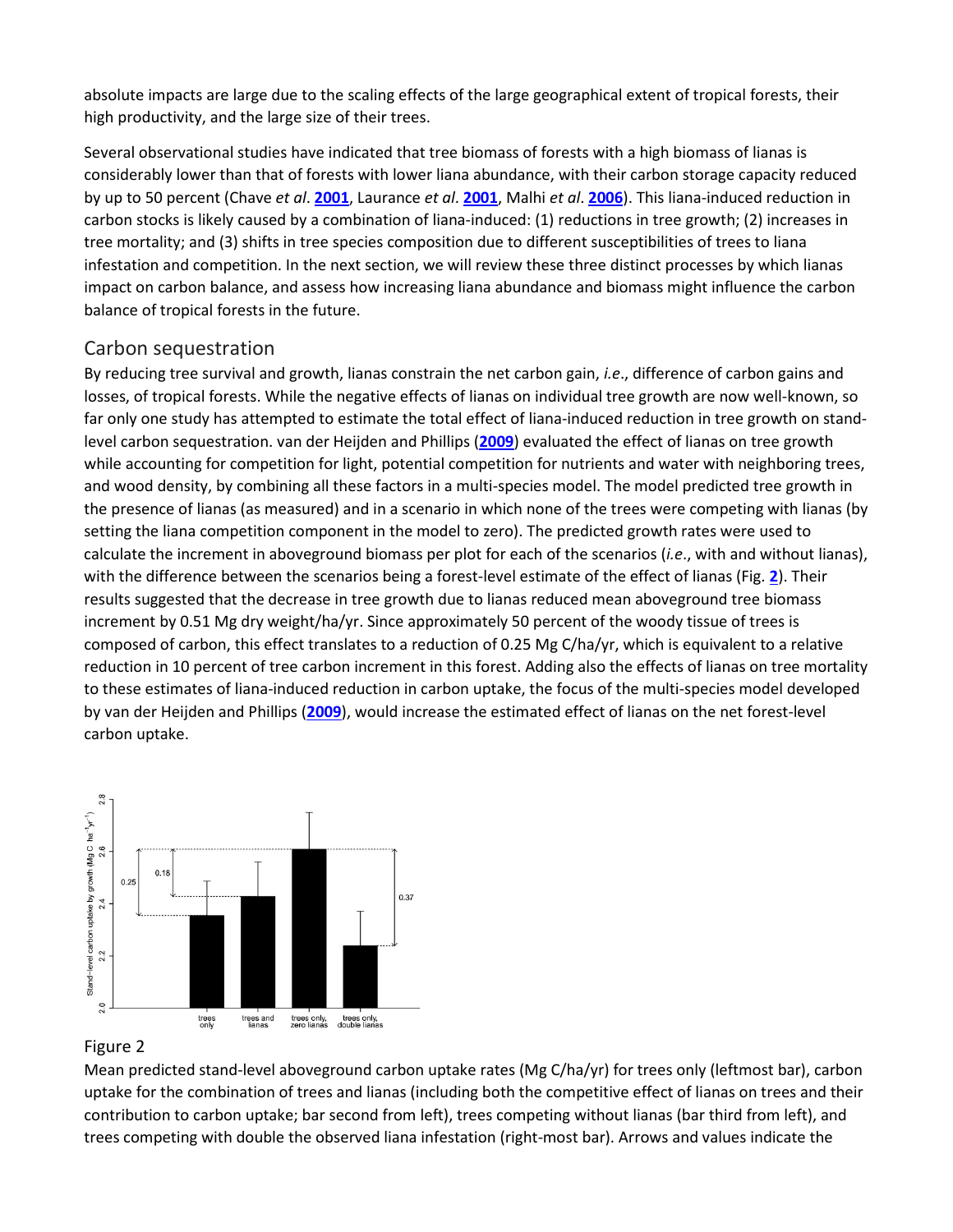absolute impacts are large due to the scaling effects of the large geographical extent of tropical forests, their high productivity, and the large size of their trees.

Several observational studies have indicated that tree biomass of forests with a high biomass of lianas is considerably lower than that of forests with lower liana abundance, with their carbon storage capacity reduced by up to 50 percent (Chave *et al*. **2001**, Laurance *et al*. **2001**, Malhi *et al*. **2006**). This liana-induced reduction in carbon stocks is likely caused by a combination of liana-induced: (1) reductions in tree growth; (2) increases in tree mortality; and (3) shifts in tree species composition due to different susceptibilities of trees to liana infestation and competition. In the next section, we will review these three distinct processes by which lianas impact on carbon balance, and assess how increasing liana abundance and biomass might influence the carbon balance of tropical forests in the future.

## Carbon sequestration

By reducing tree survival and growth, lianas constrain the net carbon gain, *i.e*., difference of carbon gains and losses, of tropical forests. While the negative effects of lianas on individual tree growth are now well-known, so far only one study has attempted to estimate the total effect of liana-induced reduction in tree growth on stand-level carbon sequestration. van der Heijden and Phillips (**2009**) evaluated the effect of lianas on tree growth while accounting for competition for light, potential competition for nutrients and water with neighboring trees, and wood density, by combining all these factors in a multi-species model. The model predicted tree growth in the presence of lianas (as measured) and in a scenario in which none of the trees were competing with lianas (by setting the liana competition component in the model to zero). The predicted growth rates were used to calculate the increment in aboveground biomass per plot for each of the scenarios (*i.e*., with and without lianas), with the difference between the scenarios being a forest-level estimate of the effect of lianas (Fig. **2**). Their results suggested that the decrease in tree growth due to lianas reduced mean aboveground tree biomass increment by 0.51 Mg dry weight/ha/yr. Since approximately 50 percent of the woody tissue of trees is composed of carbon, this effect translates to a reduction of 0.25 Mg C/ha/yr, which is equivalent to a relative reduction in 10 percent of tree carbon increment in this forest. Adding also the effects of lianas on tree mortality to these estimates of liana-induced reduction in carbon uptake, the focus of the multi-species model developed by van der Heijden and Phillips (**2009**), would increase the estimated effect of lianas on the net forest-level carbon uptake.

Figure 2

Mean predicted stand-level aboveground carbon uptake rates (Mg C/ha/yr) for trees only (leftmost bar), carbon uptake for the combination of trees and lianas (including both the competitive effect of lianas on trees and their contribution to carbon uptake; bar second from left), trees competing without lianas (bar third from left), and trees competing with double the observed liana infestation (right-most bar). Arrows and values indicate the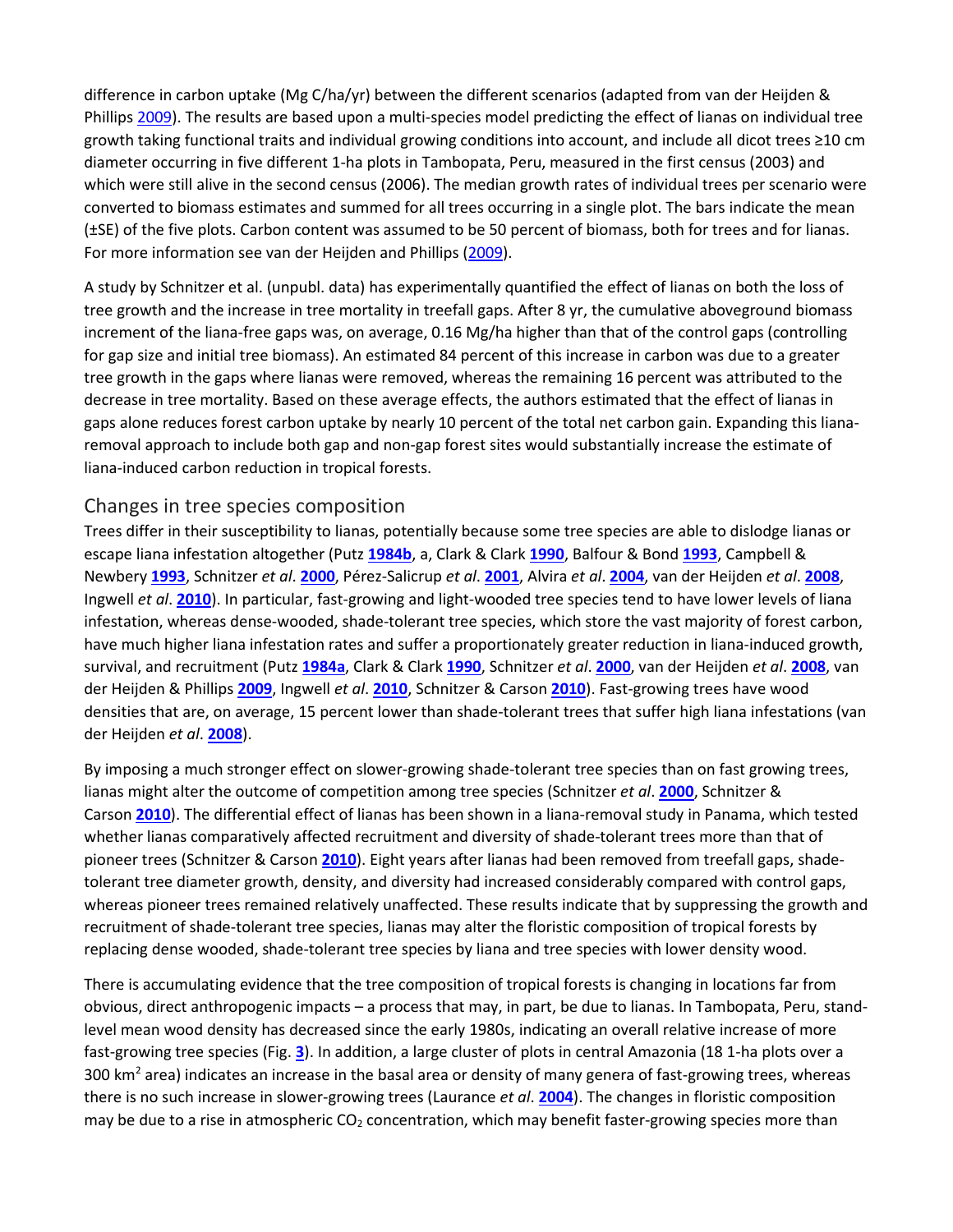difference in carbon uptake (Mg C/ha/yr) between the different scenarios (adapted from van der Heijden & Phillips 2009). The results are based upon a multi-species model predicting the effect of lianas on individual tree growth taking functional traits and individual growing conditions into account, and include all dicot trees ≥10 cm diameter occurring in five different 1-ha plots in Tambopata, Peru, measured in the first census (2003) and which were still alive in the second census (2006). The median growth rates of individual trees per scenario were converted to biomass estimates and summed for all trees occurring in a single plot. The bars indicate the mean (±SE) of the five plots. Carbon content was assumed to be 50 percent of biomass, both for trees and for lianas. For more information see van der Heijden and Phillips (2009).

A study by Schnitzer et al. (unpubl. data) has experimentally quantified the effect of lianas on both the loss of tree growth and the increase in tree mortality in treefall gaps. After 8 yr, the cumulative aboveground biomass increment of the liana-free gaps was, on average, 0.16 Mg/ha higher than that of the control gaps (controlling for gap size and initial tree biomass). An estimated 84 percent of this increase in carbon was due to a greater tree growth in the gaps where lianas were removed, whereas the remaining 16 percent was attributed to the decrease in tree mortality. Based on these average effects, the authors estimated that the effect of lianas in gaps alone reduces forest carbon uptake by nearly 10 percent of the total net carbon gain. Expanding this liana-removal approach to include both gap and non-gap forest sites would substantially increase the estimate of liana-induced carbon reduction in tropical forests.

## Changes in tree species composition

Trees differ in their susceptibility to lianas, potentially because some tree species are able to dislodge lianas or escape liana infestation altogether (Putz **1984b**, a, Clark & Clark **1990**, Balfour & Bond **1993**, Campbell & Newbery **1993**, Schnitzer *et al*. **2000**, Pérez-Salicrup *et al*. **2001**, Alvira *et al*. **2004**, van der Heijden *et al*. **2008**, Ingwell *et al*. **2010**). In particular, fast-growing and light-wooded tree species tend to have lower levels of liana infestation, whereas dense-wooded, shade-tolerant tree species, which store the vast majority of forest carbon, have much higher liana infestation rates and suffer a proportionately greater reduction in liana-induced growth, survival, and recruitment (Putz **1984a**, Clark & Clark **1990**, Schnitzer *et al*. **2000**, van der Heijden *et al*. **2008**, van der Heijden & Phillips **2009**, Ingwell *et al*. **2010**, Schnitzer & Carson **2010**). Fast-growing trees have wood densities that are, on average, 15 percent lower than shade-tolerant trees that suffer high liana infestations (van der Heijden *et al*. **2008**).

By imposing a much stronger effect on slower-growing shade-tolerant tree species than on fast growing trees, lianas might alter the outcome of competition among tree species (Schnitzer *et al*. **2000**, Schnitzer & Carson **2010**). The differential effect of lianas has been shown in a liana-removal study in Panama, which tested whether lianas comparatively affected recruitment and diversity of shade-tolerant trees more than that of pioneer trees (Schnitzer & Carson **2010**). Eight years after lianas had been removed from treefall gaps, shade-tolerant tree diameter growth, density, and diversity had increased considerably compared with control gaps, whereas pioneer trees remained relatively unaffected. These results indicate that by suppressing the growth and recruitment of shade-tolerant tree species, lianas may alter the floristic composition of tropical forests by replacing dense wooded, shade-tolerant tree species by liana and tree species with lower density wood.

There is accumulating evidence that the tree composition of tropical forests is changing in locations far from obvious, direct anthropogenic impacts – a process that may, in part, be due to lianas. In Tambopata, Peru, stand-level mean wood density has decreased since the early 1980s, indicating an overall relative increase of more fast-growing tree species (Fig. **3**). In addition, a large cluster of plots in central Amazonia (18 1-ha plots over a 300 km$^2$ area) indicates an increase in the basal area or density of many genera of fast-growing trees, whereas there is no such increase in slower-growing trees (Laurance *et al*. **2004**). The changes in floristic composition may be due to a rise in atmospheric $CO_2$ concentration, which may benefit faster-growing species more than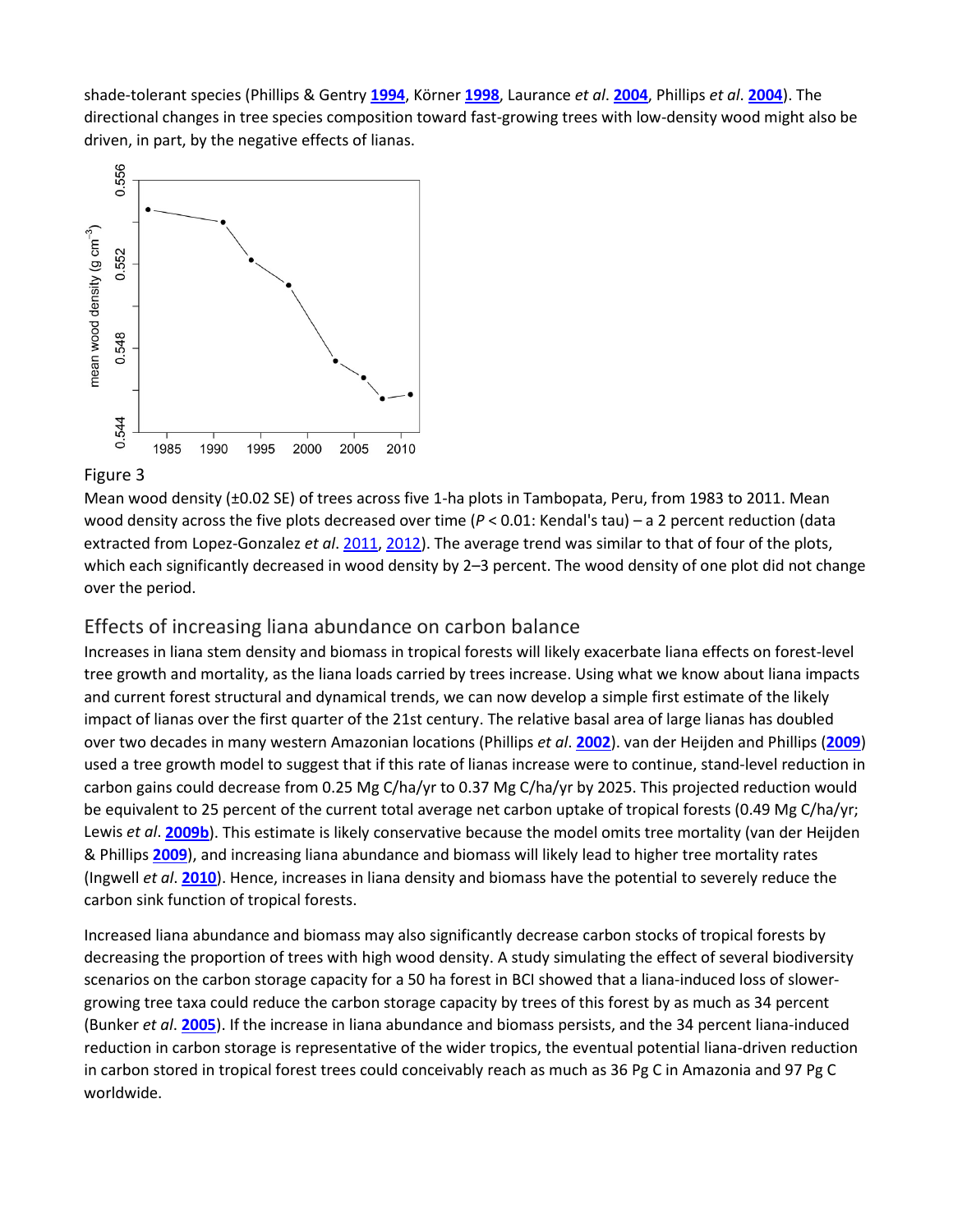shade-tolerant species (Phillips & Gentry **1994**, Körner **1998**, Laurance *et al*. **2004**, Phillips *et al*. **2004**). The directional changes in tree species composition toward fast-growing trees with low-density wood might also be driven, in part, by the negative effects of lianas.

Figure 3

Mean wood density (±0.02 SE) of trees across five 1-ha plots in Tambopata, Peru, from 1983 to 2011. Mean wood density across the five plots decreased over time ($P < 0.01$: Kendal's tau) – a 2 percent reduction (data extracted from Lopez-Gonzalez *et al*. 2011, 2012). The average trend was similar to that of four of the plots, which each significantly decreased in wood density by 2–3 percent. The wood density of one plot did not change over the period.

## Effects of increasing liana abundance on carbon balance

Increases in liana stem density and biomass in tropical forests will likely exacerbate liana effects on forest-level tree growth and mortality, as the liana loads carried by trees increase. Using what we know about liana impacts and current forest structural and dynamical trends, we can now develop a simple first estimate of the likely impact of lianas over the first quarter of the 21st century. The relative basal area of large lianas has doubled over two decades in many western Amazonian locations (Phillips *et al*. **2002**). van der Heijden and Phillips (**2009**) used a tree growth model to suggest that if this rate of lianas increase were to continue, stand-level reduction in carbon gains could decrease from 0.25 Mg C/ha/yr to 0.37 Mg C/ha/yr by 2025. This projected reduction would be equivalent to 25 percent of the current total average net carbon uptake of tropical forests (0.49 Mg C/ha/yr; Lewis *et al*. **2009b**). This estimate is likely conservative because the model omits tree mortality (van der Heijden & Phillips **2009**), and increasing liana abundance and biomass will likely lead to higher tree mortality rates (Ingwell *et al*. **2010**). Hence, increases in liana density and biomass have the potential to severely reduce the carbon sink function of tropical forests.

Increased liana abundance and biomass may also significantly decrease carbon stocks of tropical forests by decreasing the proportion of trees with high wood density. A study simulating the effect of several biodiversity scenarios on the carbon storage capacity for a 50 ha forest in BCI showed that a liana-induced loss of slower-growing tree taxa could reduce the carbon storage capacity by trees of this forest by as much as 34 percent (Bunker *et al*. **2005**). If the increase in liana abundance and biomass persists, and the 34 percent liana-induced reduction in carbon storage is representative of the wider tropics, the eventual potential liana-driven reduction in carbon stored in tropical forest trees could conceivably reach as much as 36 Pg C in Amazonia and 97 Pg C worldwide.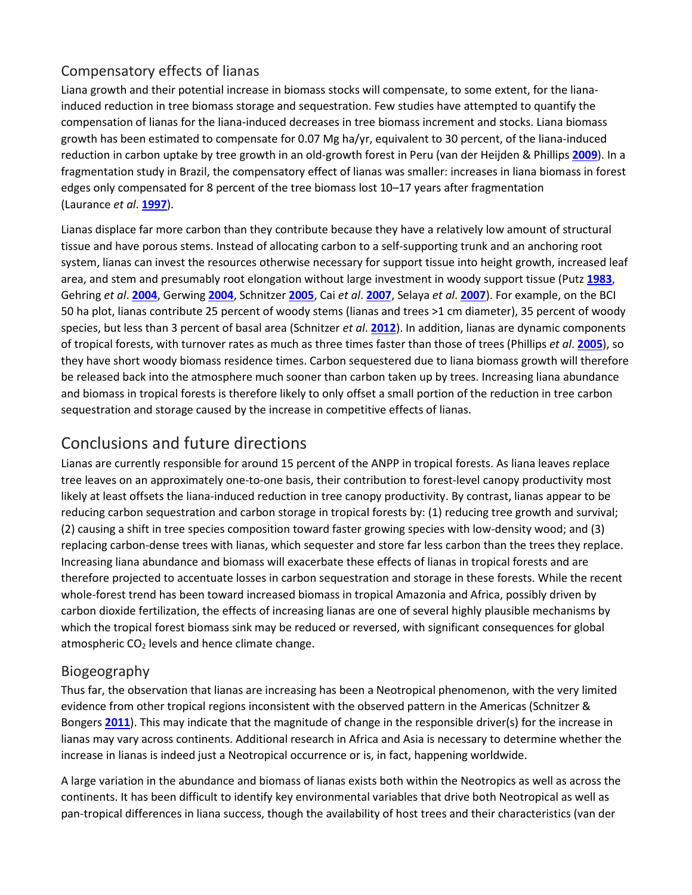## Compensatory effects of lianas

Liana growth and their potential increase in biomass stocks will compensate, to some extent, for the liana-induced reduction in tree biomass storage and sequestration. Few studies have attempted to quantify the compensation of lianas for the liana-induced decreases in tree biomass increment and stocks. Liana biomass growth has been estimated to compensate for 0.07 Mg ha/yr, equivalent to 30 percent, of the liana-induced reduction in carbon uptake by tree growth in an old-growth forest in Peru (van der Heijden & Phillips **2009**). In a fragmentation study in Brazil, the compensatory effect of lianas was smaller: increases in liana biomass in forest edges only compensated for 8 percent of the tree biomass lost 10–17 years after fragmentation (Laurance *et al*. **1997**).

Lianas displace far more carbon than they contribute because they have a relatively low amount of structural tissue and have porous stems. Instead of allocating carbon to a self-supporting trunk and an anchoring root system, lianas can invest the resources otherwise necessary for support tissue into height growth, increased leaf area, and stem and presumably root elongation without large investment in woody support tissue (Putz **1983**, Gehring *et al*. **2004**, Gerwing **2004**, Schnitzer **2005**, Cai *et al*. **2007**, Selaya *et al*. **2007**). For example, on the BCI 50 ha plot, lianas contribute 25 percent of woody stems (lianas and trees >1 cm diameter), 35 percent of woody species, but less than 3 percent of basal area (Schnitzer *et al*. **2012**). In addition, lianas are dynamic components of tropical forests, with turnover rates as much as three times faster than those of trees (Phillips *et al*. **2005**), so they have short woody biomass residence times. Carbon sequestered due to liana biomass growth will therefore be released back into the atmosphere much sooner than carbon taken up by trees. Increasing liana abundance and biomass in tropical forests is therefore likely to only offset a small portion of the reduction in tree carbon sequestration and storage caused by the increase in competitive effects of lianas.

# Conclusions and future directions

Lianas are currently responsible for around 15 percent of the ANPP in tropical forests. As liana leaves replace tree leaves on an approximately one-to-one basis, their contribution to forest-level canopy productivity most likely at least offsets the liana-induced reduction in tree canopy productivity. By contrast, lianas appear to be reducing carbon sequestration and carbon storage in tropical forests by: (1) reducing tree growth and survival; (2) causing a shift in tree species composition toward faster growing species with low-density wood; and (3) replacing carbon-dense trees with lianas, which sequester and store far less carbon than the trees they replace. Increasing liana abundance and biomass will exacerbate these effects of lianas in tropical forests and are therefore projected to accentuate losses in carbon sequestration and storage in these forests. While the recent whole-forest trend has been toward increased biomass in tropical Amazonia and Africa, possibly driven by carbon dioxide fertilization, the effects of increasing lianas are one of several highly plausible mechanisms by which the tropical forest biomass sink may be reduced or reversed, with significant consequences for global atmospheric $CO_2$ levels and hence climate change.

## Biogeography

Thus far, the observation that lianas are increasing has been a Neotropical phenomenon, with the very limited evidence from other tropical regions inconsistent with the observed pattern in the Americas (Schnitzer & Bongers **2011**). This may indicate that the magnitude of change in the responsible driver(s) for the increase in lianas may vary across continents. Additional research in Africa and Asia is necessary to determine whether the increase in lianas is indeed just a Neotropical occurrence or is, in fact, happening worldwide.

A large variation in the abundance and biomass of lianas exists both within the Neotropics as well as across the continents. It has been difficult to identify key environmental variables that drive both Neotropical as well as pan-tropical differences in liana success, though the availability of host trees and their characteristics (van der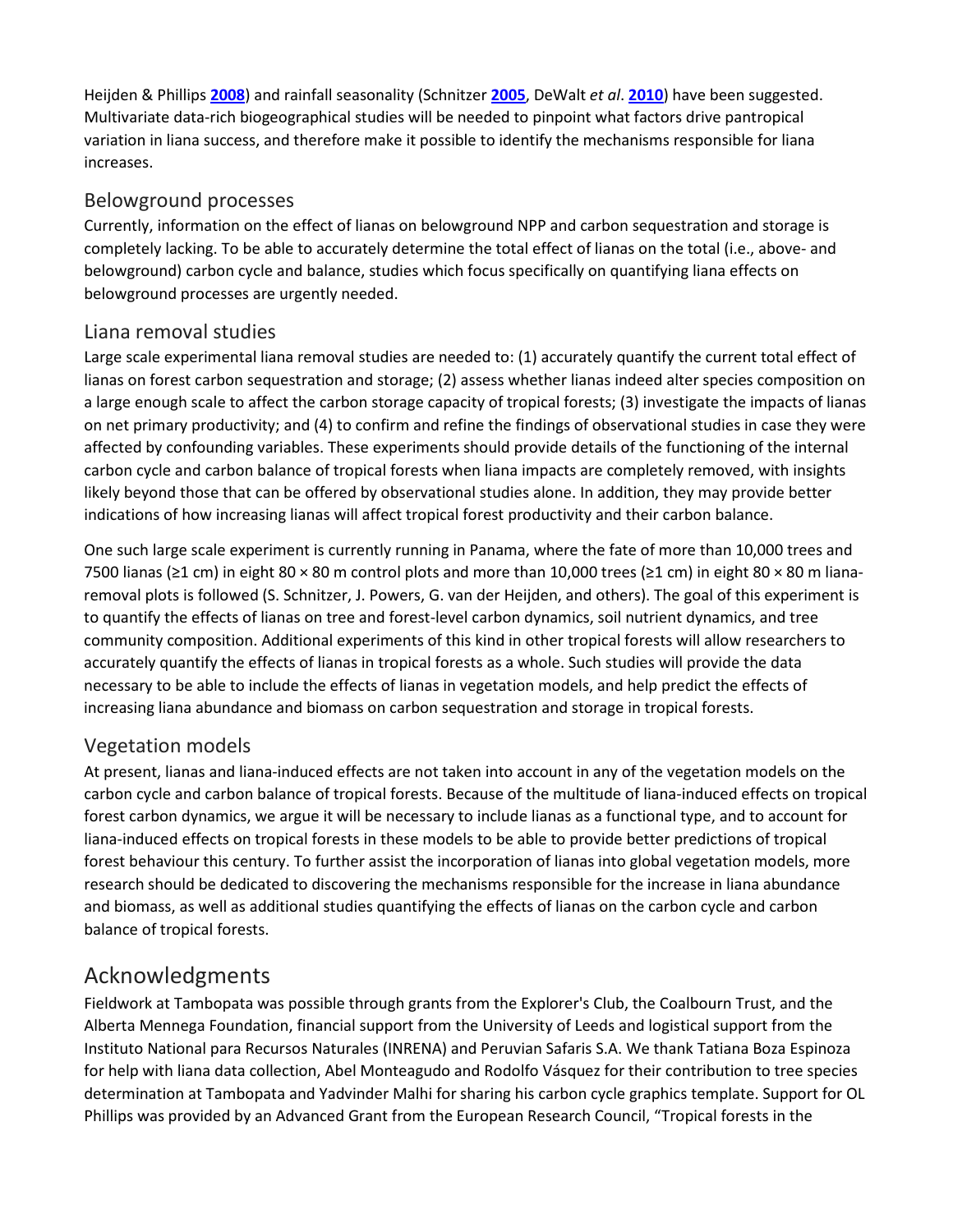Heijden & Phillips **2008**) and rainfall seasonality (Schnitzer **2005**, DeWalt *et al*. **2010**) have been suggested. Multivariate data-rich biogeographical studies will be needed to pinpoint what factors drive pantropical variation in liana success, and therefore make it possible to identify the mechanisms responsible for liana increases.

### Belowground processes

Currently, information on the effect of lianas on belowground NPP and carbon sequestration and storage is completely lacking. To be able to accurately determine the total effect of lianas on the total (i.e., above- and belowground) carbon cycle and balance, studies which focus specifically on quantifying liana effects on belowground processes are urgently needed.

### Liana removal studies

Large scale experimental liana removal studies are needed to: (1) accurately quantify the current total effect of lianas on forest carbon sequestration and storage; (2) assess whether lianas indeed alter species composition on a large enough scale to affect the carbon storage capacity of tropical forests; (3) investigate the impacts of lianas on net primary productivity; and (4) to confirm and refine the findings of observational studies in case they were affected by confounding variables. These experiments should provide details of the functioning of the internal carbon cycle and carbon balance of tropical forests when liana impacts are completely removed, with insights likely beyond those that can be offered by observational studies alone. In addition, they may provide better indications of how increasing lianas will affect tropical forest productivity and their carbon balance.

One such large scale experiment is currently running in Panama, where the fate of more than 10,000 trees and 7500 lianas (≥1 cm) in eight 80 × 80 m control plots and more than 10,000 trees (≥1 cm) in eight 80 × 80 m liana-removal plots is followed (S. Schnitzer, J. Powers, G. van der Heijden, and others). The goal of this experiment is to quantify the effects of lianas on tree and forest-level carbon dynamics, soil nutrient dynamics, and tree community composition. Additional experiments of this kind in other tropical forests will allow researchers to accurately quantify the effects of lianas in tropical forests as a whole. Such studies will provide the data necessary to be able to include the effects of lianas in vegetation models, and help predict the effects of increasing liana abundance and biomass on carbon sequestration and storage in tropical forests.

### Vegetation models

At present, lianas and liana-induced effects are not taken into account in any of the vegetation models on the carbon cycle and carbon balance of tropical forests. Because of the multitude of liana-induced effects on tropical forest carbon dynamics, we argue it will be necessary to include lianas as a functional type, and to account for liana-induced effects on tropical forests in these models to be able to provide better predictions of tropical forest behaviour this century. To further assist the incorporation of lianas into global vegetation models, more research should be dedicated to discovering the mechanisms responsible for the increase in liana abundance and biomass, as well as additional studies quantifying the effects of lianas on the carbon cycle and carbon balance of tropical forests.

## Acknowledgments

Fieldwork at Tambopata was possible through grants from the Explorer's Club, the Coalbourn Trust, and the Alberta Mennega Foundation, financial support from the University of Leeds and logistical support from the Instituto National para Recursos Naturales (INRENA) and Peruvian Safaris S.A. We thank Tatiana Boza Espinoza for help with liana data collection, Abel Monteagudo and Rodolfo Vásquez for their contribution to tree species determination at Tambopata and Yadvinder Malhi for sharing his carbon cycle graphics template. Support for OL Phillips was provided by an Advanced Grant from the European Research Council, "Tropical forests in the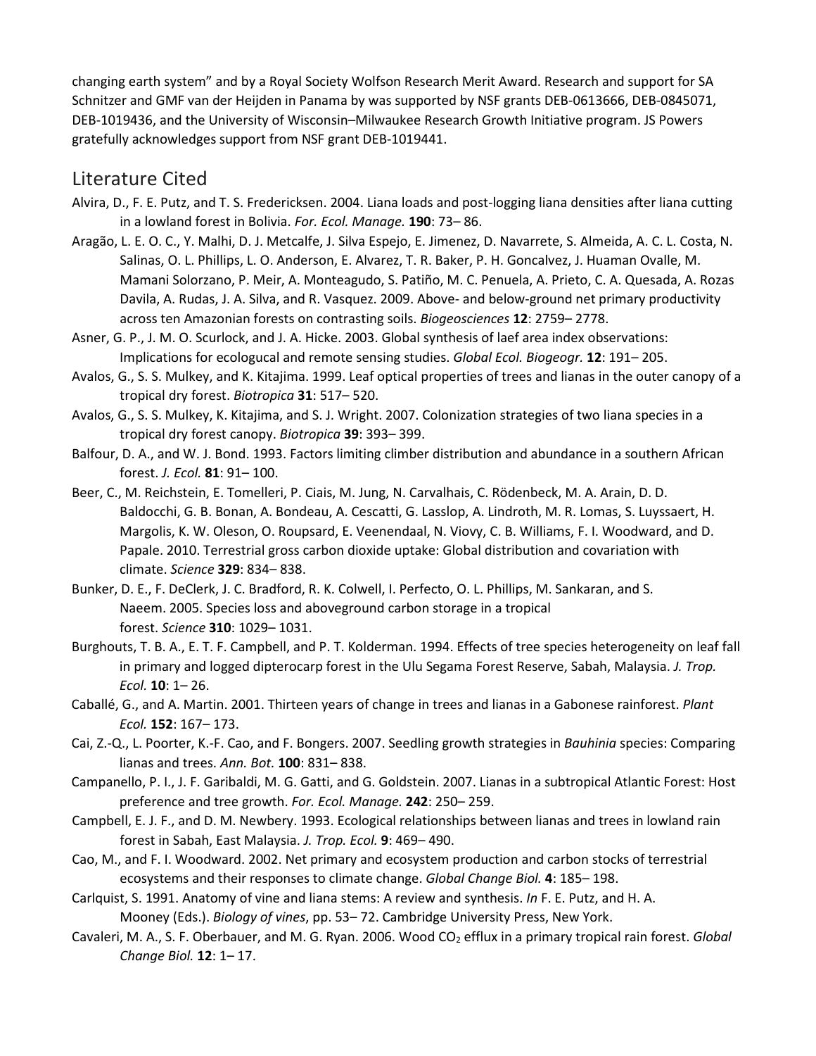changing earth system" and by a Royal Society Wolfson Research Merit Award. Research and support for SA Schnitzer and GMF van der Heijden in Panama by was supported by NSF grants DEB-0613666, DEB-0845071, DEB-1019436, and the University of Wisconsin–Milwaukee Research Growth Initiative program. JS Powers gratefully acknowledges support from NSF grant DEB-1019441.

## Literature Cited

Alvira, D., F. E. Putz, and T. S. Fredericksen. 2004. Liana loads and post-logging liana densities after liana cutting in a lowland forest in Bolivia. *For. Ecol. Manage.* **190**: 73– 86.

Aragão, L. E. O. C., Y. Malhi, D. J. Metcalfe, J. Silva Espejo, E. Jimenez, D. Navarrete, S. Almeida, A. C. L. Costa, N. Salinas, O. L. Phillips, L. O. Anderson, E. Alvarez, T. R. Baker, P. H. Goncalvez, J. Huaman Ovalle, M. Mamani Solorzano, P. Meir, A. Monteagudo, S. Patiño, M. C. Penuela, A. Prieto, C. A. Quesada, A. Rozas Davila, A. Rudas, J. A. Silva, and R. Vasquez. 2009. Above- and below-ground net primary productivity across ten Amazonian forests on contrasting soils. *Biogeosciences* **12**: 2759– 2778.

Asner, G. P., J. M. O. Scurlock, and J. A. Hicke. 2003. Global synthesis of laef area index observations: Implications for ecologucal and remote sensing studies. *Global Ecol. Biogeogr.* **12**: 191– 205.

Avalos, G., S. S. Mulkey, and K. Kitajima. 1999. Leaf optical properties of trees and lianas in the outer canopy of a tropical dry forest. *Biotropica* **31**: 517– 520.

Avalos, G., S. S. Mulkey, K. Kitajima, and S. J. Wright. 2007. Colonization strategies of two liana species in a tropical dry forest canopy. *Biotropica* **39**: 393– 399.

Balfour, D. A., and W. J. Bond. 1993. Factors limiting climber distribution and abundance in a southern African forest. *J. Ecol.* **81**: 91– 100.

Beer, C., M. Reichstein, E. Tomelleri, P. Ciais, M. Jung, N. Carvalhais, C. Rödenbeck, M. A. Arain, D. D. Baldocchi, G. B. Bonan, A. Bondeau, A. Cescatti, G. Lasslop, A. Lindroth, M. R. Lomas, S. Luyssaert, H. Margolis, K. W. Oleson, O. Roupsard, E. Veenendaal, N. Viovy, C. B. Williams, F. I. Woodward, and D. Papale. 2010. Terrestrial gross carbon dioxide uptake: Global distribution and covariation with climate. *Science* **329**: 834– 838.

Bunker, D. E., F. DeClerk, J. C. Bradford, R. K. Colwell, I. Perfecto, O. L. Phillips, M. Sankaran, and S. Naeem. 2005. Species loss and aboveground carbon storage in a tropical forest. *Science* **310**: 1029– 1031.

Burghouts, T. B. A., E. T. F. Campbell, and P. T. Kolderman. 1994. Effects of tree species heterogeneity on leaf fall in primary and logged dipterocarp forest in the Ulu Segama Forest Reserve, Sabah, Malaysia. *J. Trop. Ecol.* **10**: 1– 26.

Caballé, G., and A. Martin. 2001. Thirteen years of change in trees and lianas in a Gabonese rainforest. *Plant Ecol.* **152**: 167– 173.

Cai, Z.-Q., L. Poorter, K.-F. Cao, and F. Bongers. 2007. Seedling growth strategies in *Bauhinia* species: Comparing lianas and trees. *Ann. Bot.* **100**: 831– 838.

Campanello, P. I., J. F. Garibaldi, M. G. Gatti, and G. Goldstein. 2007. Lianas in a subtropical Atlantic Forest: Host preference and tree growth. *For. Ecol. Manage.* **242**: 250– 259.

Campbell, E. J. F., and D. M. Newbery. 1993. Ecological relationships between lianas and trees in lowland rain forest in Sabah, East Malaysia. *J. Trop. Ecol.* **9**: 469– 490.

Cao, M., and F. I. Woodward. 2002. Net primary and ecosystem production and carbon stocks of terrestrial ecosystems and their responses to climate change. *Global Change Biol.* **4**: 185– 198.

Carlquist, S. 1991. Anatomy of vine and liana stems: A review and synthesis. *In* F. E. Putz, and H. A. Mooney (Eds.). *Biology of vines*, pp. 53– 72. Cambridge University Press, New York.

Cavaleri, M. A., S. F. Oberbauer, and M. G. Ryan. 2006. Wood $CO_2$ efflux in a primary tropical rain forest. *Global Change Biol.* **12**: 1– 17.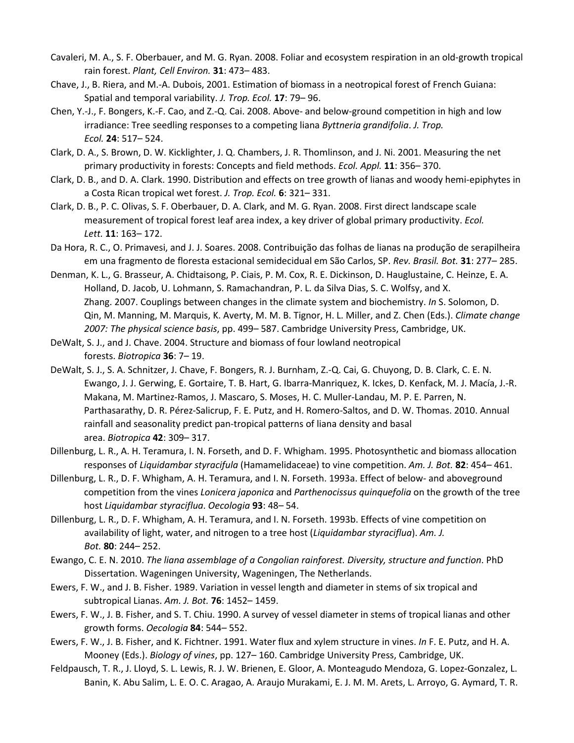Cavaleri, M. A., S. F. Oberbauer, and M. G. Ryan. 2008. Foliar and ecosystem respiration in an old-growth tropical rain forest. *Plant, Cell Environ.* **31**: 473– 483.

Chave, J., B. Riera, and M.-A. Dubois, 2001. Estimation of biomass in a neotropical forest of French Guiana: Spatial and temporal variability. *J. Trop. Ecol.* **17**: 79– 96.

Chen, Y.-J., F. Bongers, K.-F. Cao, and Z.-Q. Cai. 2008. Above- and below-ground competition in high and low irradiance: Tree seedling responses to a competing liana *Byttneria grandifolia*. *J. Trop. Ecol.* **24**: 517– 524.

Clark, D. A., S. Brown, D. W. Kicklighter, J. Q. Chambers, J. R. Thomlinson, and J. Ni. 2001. Measuring the net primary productivity in forests: Concepts and field methods. *Ecol. Appl.* **11**: 356– 370.

Clark, D. B., and D. A. Clark. 1990. Distribution and effects on tree growth of lianas and woody hemi-epiphytes in a Costa Rican tropical wet forest. *J. Trop. Ecol.* **6**: 321– 331.

Clark, D. B., P. C. Olivas, S. F. Oberbauer, D. A. Clark, and M. G. Ryan. 2008. First direct landscape scale measurement of tropical forest leaf area index, a key driver of global primary productivity. *Ecol. Lett.* **11**: 163– 172.

Da Hora, R. C., O. Primavesi, and J. J. Soares. 2008. Contribuição das folhas de lianas na produção de serapilheira em una fragmento de floresta estacional semidecidual em São Carlos, SP. *Rev. Brasil. Bot.* **31**: 277– 285.

Denman, K. L., G. Brasseur, A. Chidtaisong, P. Ciais, P. M. Cox, R. E. Dickinson, D. Hauglustaine, C. Heinze, E. A. Holland, D. Jacob, U. Lohmann, S. Ramachandran, P. L. da Silva Dias, S. C. Wolfsy, and X. Zhang. 2007. Couplings between changes in the climate system and biochemistry. *In* S. Solomon, D. Qin, M. Manning, M. Marquis, K. Averty, M. M. B. Tignor, H. L. Miller, and Z. Chen (Eds.). *Climate change 2007: The physical science basis*, pp. 499– 587. Cambridge University Press, Cambridge, UK.

DeWalt, S. J., and J. Chave. 2004. Structure and biomass of four lowland neotropical forests. *Biotropica* **36**: 7– 19.

DeWalt, S. J., S. A. Schnitzer, J. Chave, F. Bongers, R. J. Burnham, Z.-Q. Cai, G. Chuyong, D. B. Clark, C. E. N. Ewango, J. J. Gerwing, E. Gortaire, T. B. Hart, G. Ibarra-Manriquez, K. Ickes, D. Kenfack, M. J. Macía, J.-R. Makana, M. Martinez-Ramos, J. Mascaro, S. Moses, H. C. Muller-Landau, M. P. E. Parren, N. Parthasarathy, D. R. Pérez-Salicrup, F. E. Putz, and H. Romero-Saltos, and D. W. Thomas. 2010. Annual rainfall and seasonality predict pan-tropical patterns of liana density and basal area. *Biotropica* **42**: 309– 317.

Dillenburg, L. R., A. H. Teramura, I. N. Forseth, and D. F. Whigham. 1995. Photosynthetic and biomass allocation responses of *Liquidambar styracifula* (Hamamelidaceae) to vine competition. *Am. J. Bot.* **82**: 454– 461.

Dillenburg, L. R., D. F. Whigham, A. H. Teramura, and I. N. Forseth. 1993a. Effect of below- and aboveground competition from the vines *Lonicera japonica* and *Parthenocissus quinquefolia* on the growth of the tree host *Liquidambar styraciflua*. *Oecologia* **93**: 48– 54.

Dillenburg, L. R., D. F. Whigham, A. H. Teramura, and I. N. Forseth. 1993b. Effects of vine competition on availability of light, water, and nitrogen to a tree host (*Liquidambar styraciflua*). *Am. J. Bot.* **80**: 244– 252.

Ewango, C. E. N. 2010. *The liana assemblage of a Congolian rainforest. Diversity, structure and function*. PhD Dissertation. Wageningen University, Wageningen, The Netherlands.

Ewers, F. W., and J. B. Fisher. 1989. Variation in vessel length and diameter in stems of six tropical and subtropical Lianas. *Am. J. Bot.* **76**: 1452– 1459.

Ewers, F. W., J. B. Fisher, and S. T. Chiu. 1990. A survey of vessel diameter in stems of tropical lianas and other growth forms. *Oecologia* **84**: 544– 552.

Ewers, F. W., J. B. Fisher, and K. Fichtner. 1991. Water flux and xylem structure in vines. *In* F. E. Putz, and H. A. Mooney (Eds.). *Biology of vines*, pp. 127– 160. Cambridge University Press, Cambridge, UK.

Feldpausch, T. R., J. Lloyd, S. L. Lewis, R. J. W. Brienen, E. Gloor, A. Monteagudo Mendoza, G. Lopez-Gonzalez, L. Banin, K. Abu Salim, L. E. O. C. Aragao, A. Araujo Murakami, E. J. M. M. Arets, L. Arroyo, G. Aymard, T. R.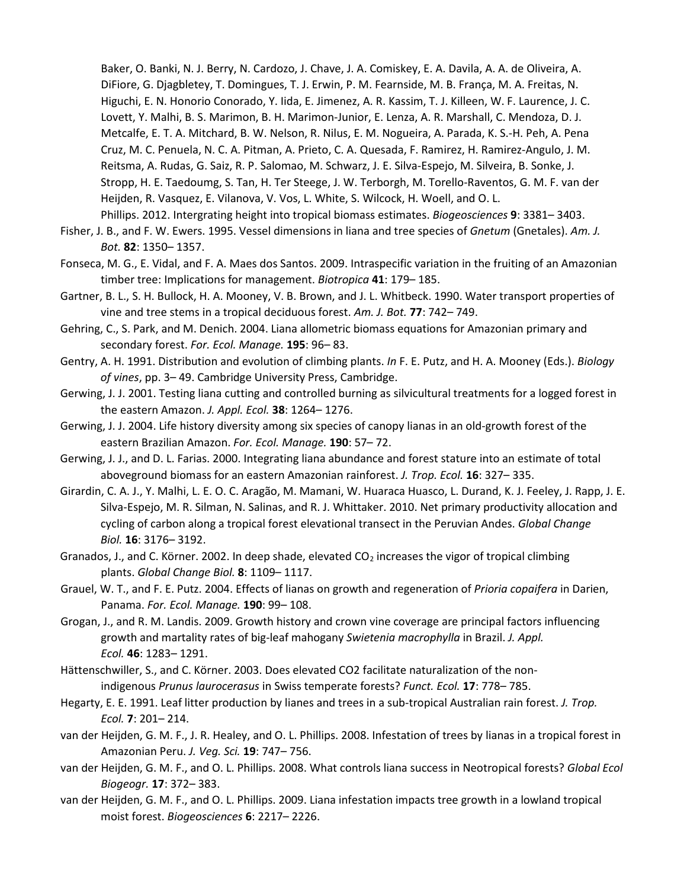Baker, O. Banki, N. J. Berry, N. Cardozo, J. Chave, J. A. Comiskey, E. A. Davila, A. A. de Oliveira, A. DiFiore, G. Djagbletey, T. Domingues, T. J. Erwin, P. M. Fearnside, M. B. França, M. A. Freitas, N. Higuchi, E. N. Honorio Conorado, Y. Iida, E. Jimenez, A. R. Kassim, T. J. Killeen, W. F. Laurence, J. C. Lovett, Y. Malhi, B. S. Marimon, B. H. Marimon-Junior, E. Lenza, A. R. Marshall, C. Mendoza, D. J. Metcalfe, E. T. A. Mitchard, B. W. Nelson, R. Nilus, E. M. Nogueira, A. Parada, K. S.-H. Peh, A. Pena Cruz, M. C. Penuela, N. C. A. Pitman, A. Prieto, C. A. Quesada, F. Ramirez, H. Ramirez-Angulo, J. M. Reitsma, A. Rudas, G. Saiz, R. P. Salomao, M. Schwarz, J. E. Silva-Espejo, M. Silveira, B. Sonke, J. Stropp, H. E. Taedoumg, S. Tan, H. Ter Steege, J. W. Terborgh, M. Torello-Raventos, G. M. F. van der Heijden, R. Vasquez, E. Vilanova, V. Vos, L. White, S. Wilcock, H. Woell, and O. L. Phillips. 2012. Intergrating height into tropical biomass estimates. *Biogeosciences* **9**: 3381– 3403.

Fisher, J. B., and F. W. Ewers. 1995. Vessel dimensions in liana and tree species of *Gnetum* (Gnetales). *Am. J. Bot.* **82**: 1350– 1357.

Fonseca, M. G., E. Vidal, and F. A. Maes dos Santos. 2009. Intraspecific variation in the fruiting of an Amazonian timber tree: Implications for management. *Biotropica* **41**: 179– 185.

Gartner, B. L., S. H. Bullock, H. A. Mooney, V. B. Brown, and J. L. Whitbeck. 1990. Water transport properties of vine and tree stems in a tropical deciduous forest. *Am. J. Bot.* **77**: 742– 749.

Gehring, C., S. Park, and M. Denich. 2004. Liana allometric biomass equations for Amazonian primary and secondary forest. *For. Ecol. Manage.* **195**: 96– 83.

Gentry, A. H. 1991. Distribution and evolution of climbing plants. *In* F. E. Putz, and H. A. Mooney (Eds.). *Biology of vines*, pp. 3– 49. Cambridge University Press, Cambridge.

Gerwing, J. J. 2001. Testing liana cutting and controlled burning as silvicultural treatments for a logged forest in the eastern Amazon. *J. Appl. Ecol.* **38**: 1264– 1276.

Gerwing, J. J. 2004. Life history diversity among six species of canopy lianas in an old-growth forest of the eastern Brazilian Amazon. *For. Ecol. Manage.* **190**: 57– 72.

Gerwing, J. J., and D. L. Farias. 2000. Integrating liana abundance and forest stature into an estimate of total aboveground biomass for an eastern Amazonian rainforest. *J. Trop. Ecol.* **16**: 327– 335.

Girardin, C. A. J., Y. Malhi, L. E. O. C. Aragão, M. Mamani, W. Huaraca Huasco, L. Durand, K. J. Feeley, J. Rapp, J. E. Silva-Espejo, M. R. Silman, N. Salinas, and R. J. Whittaker. 2010. Net primary productivity allocation and cycling of carbon along a tropical forest elevational transect in the Peruvian Andes. *Global Change Biol.* **16**: 3176– 3192.

Granados, J., and C. Körner. 2002. In deep shade, elevated $CO_2$ increases the vigor of tropical climbing plants. *Global Change Biol.* **8**: 1109– 1117.

Grauel, W. T., and F. E. Putz. 2004. Effects of lianas on growth and regeneration of *Prioria copaifera* in Darien, Panama. *For. Ecol. Manage.* **190**: 99– 108.

Grogan, J., and R. M. Landis. 2009. Growth history and crown vine coverage are principal factors influencing growth and martality rates of big-leaf mahogany *Swietenia macrophylla* in Brazil. *J. Appl. Ecol.* **46**: 1283– 1291.

Hättenschwiller, S., and C. Körner. 2003. Does elevated CO2 facilitate naturalization of the non-indigenous *Prunus laurocerasus* in Swiss temperate forests? *Funct. Ecol.* **17**: 778– 785.

Hegarty, E. E. 1991. Leaf litter production by lianes and trees in a sub-tropical Australian rain forest. *J. Trop. Ecol.* **7**: 201– 214.

van der Heijden, G. M. F., J. R. Healey, and O. L. Phillips. 2008. Infestation of trees by lianas in a tropical forest in Amazonian Peru. *J. Veg. Sci.* **19**: 747– 756.

van der Heijden, G. M. F., and O. L. Phillips. 2008. What controls liana success in Neotropical forests? *Global Ecol Biogeogr.* **17**: 372– 383.

van der Heijden, G. M. F., and O. L. Phillips. 2009. Liana infestation impacts tree growth in a lowland tropical moist forest. *Biogeosciences* **6**: 2217– 2226.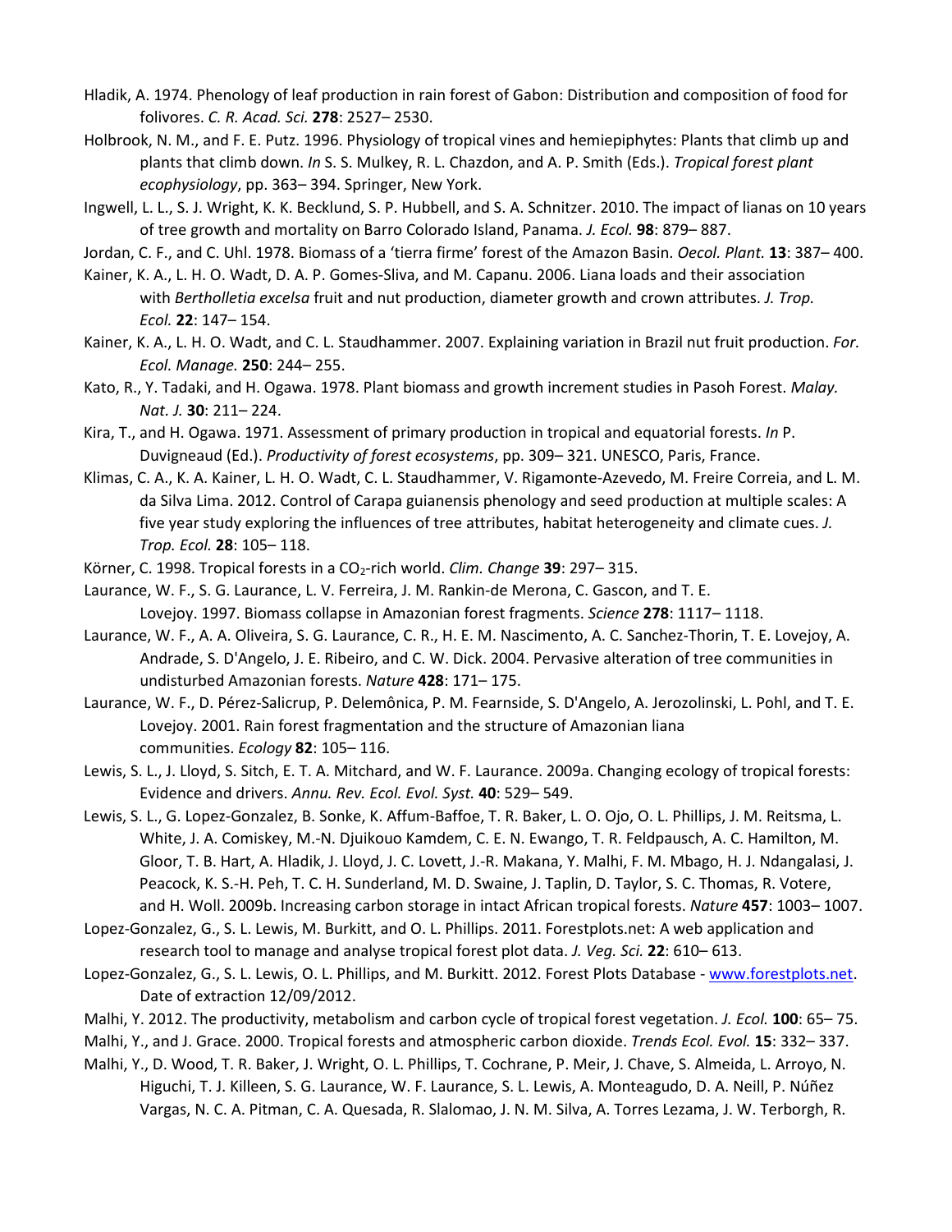Hladik, A. 1974. Phenology of leaf production in rain forest of Gabon: Distribution and composition of food for folivores. *C. R. Acad. Sci.* **278**: 2527– 2530.

Holbrook, N. M., and F. E. Putz. 1996. Physiology of tropical vines and hemiepiphytes: Plants that climb up and plants that climb down. *In* S. S. Mulkey, R. L. Chazdon, and A. P. Smith (Eds.). *Tropical forest plant ecophysiology*, pp. 363– 394. Springer, New York.

Ingwell, L. L., S. J. Wright, K. K. Becklund, S. P. Hubbell, and S. A. Schnitzer. 2010. The impact of lianas on 10 years of tree growth and mortality on Barro Colorado Island, Panama. *J. Ecol.* **98**: 879– 887.

Jordan, C. F., and C. Uhl. 1978. Biomass of a 'tierra firme' forest of the Amazon Basin. *Oecol. Plant.* **13**: 387– 400.

Kainer, K. A., L. H. O. Wadt, D. A. P. Gomes-Sliva, and M. Capanu. 2006. Liana loads and their association with *Bertholletia excelsa* fruit and nut production, diameter growth and crown attributes. *J. Trop. Ecol.* **22**: 147– 154.

Kainer, K. A., L. H. O. Wadt, and C. L. Staudhammer. 2007. Explaining variation in Brazil nut fruit production. *For. Ecol. Manage.* **250**: 244– 255.

Kato, R., Y. Tadaki, and H. Ogawa. 1978. Plant biomass and growth increment studies in Pasoh Forest. *Malay. Nat. J.* **30**: 211– 224.

Kira, T., and H. Ogawa. 1971. Assessment of primary production in tropical and equatorial forests. *In* P. Duvigneaud (Ed.). *Productivity of forest ecosystems*, pp. 309– 321. UNESCO, Paris, France.

Klimas, C. A., K. A. Kainer, L. H. O. Wadt, C. L. Staudhammer, V. Rigamonte-Azevedo, M. Freire Correia, and L. M. da Silva Lima. 2012. Control of Carapa guianensis phenology and seed production at multiple scales: A five year study exploring the influences of tree attributes, habitat heterogeneity and climate cues. *J. Trop. Ecol.* **28**: 105– 118.

Körner, C. 1998. Tropical forests in a $CO_2$-rich world. *Clim. Change* **39**: 297– 315.

Laurance, W. F., S. G. Laurance, L. V. Ferreira, J. M. Rankin-de Merona, C. Gascon, and T. E. Lovejoy. 1997. Biomass collapse in Amazonian forest fragments. *Science* **278**: 1117– 1118.

Laurance, W. F., A. A. Oliveira, S. G. Laurance, C. R., H. E. M. Nascimento, A. C. Sanchez-Thorin, T. E. Lovejoy, A. Andrade, S. D'Angelo, J. E. Ribeiro, and C. W. Dick. 2004. Pervasive alteration of tree communities in undisturbed Amazonian forests. *Nature* **428**: 171– 175.

Laurance, W. F., D. Pérez-Salicrup, P. Delemônica, P. M. Fearnside, S. D'Angelo, A. Jerozolinski, L. Pohl, and T. E. Lovejoy. 2001. Rain forest fragmentation and the structure of Amazonian liana communities. *Ecology* **82**: 105– 116.

Lewis, S. L., J. Lloyd, S. Sitch, E. T. A. Mitchard, and W. F. Laurance. 2009a. Changing ecology of tropical forests: Evidence and drivers. *Annu. Rev. Ecol. Evol. Syst.* **40**: 529– 549.

Lewis, S. L., G. Lopez-Gonzalez, B. Sonke, K. Affum-Baffoe, T. R. Baker, L. O. Ojo, O. L. Phillips, J. M. Reitsma, L. White, J. A. Comiskey, M.-N. Djuikouo Kamdem, C. E. N. Ewango, T. R. Feldpausch, A. C. Hamilton, M. Gloor, T. B. Hart, A. Hladik, J. Lloyd, J. C. Lovett, J.-R. Makana, Y. Malhi, F. M. Mbago, H. J. Ndangalasi, J. Peacock, K. S.-H. Peh, T. C. H. Sunderland, M. D. Swaine, J. Taplin, D. Taylor, S. C. Thomas, R. Votere, and H. Woll. 2009b. Increasing carbon storage in intact African tropical forests. *Nature* **457**: 1003– 1007.

Lopez-Gonzalez, G., S. L. Lewis, M. Burkitt, and O. L. Phillips. 2011. Forestplots.net: A web application and research tool to manage and analyse tropical forest plot data. *J. Veg. Sci.* **22**: 610– 613.

Lopez-Gonzalez, G., S. L. Lewis, O. L. Phillips, and M. Burkitt. 2012. Forest Plots Database - www.forestplots.net. Date of extraction 12/09/2012.

Malhi, Y. 2012. The productivity, metabolism and carbon cycle of tropical forest vegetation. *J. Ecol.* **100**: 65– 75.

Malhi, Y., and J. Grace. 2000. Tropical forests and atmospheric carbon dioxide. *Trends Ecol. Evol.* **15**: 332– 337.

Malhi, Y., D. Wood, T. R. Baker, J. Wright, O. L. Phillips, T. Cochrane, P. Meir, J. Chave, S. Almeida, L. Arroyo, N. Higuchi, T. J. Killeen, S. G. Laurance, W. F. Laurance, S. L. Lewis, A. Monteagudo, D. A. Neill, P. Núñez Vargas, N. C. A. Pitman, C. A. Quesada, R. Slalomao, J. N. M. Silva, A. Torres Lezama, J. W. Terborgh, R.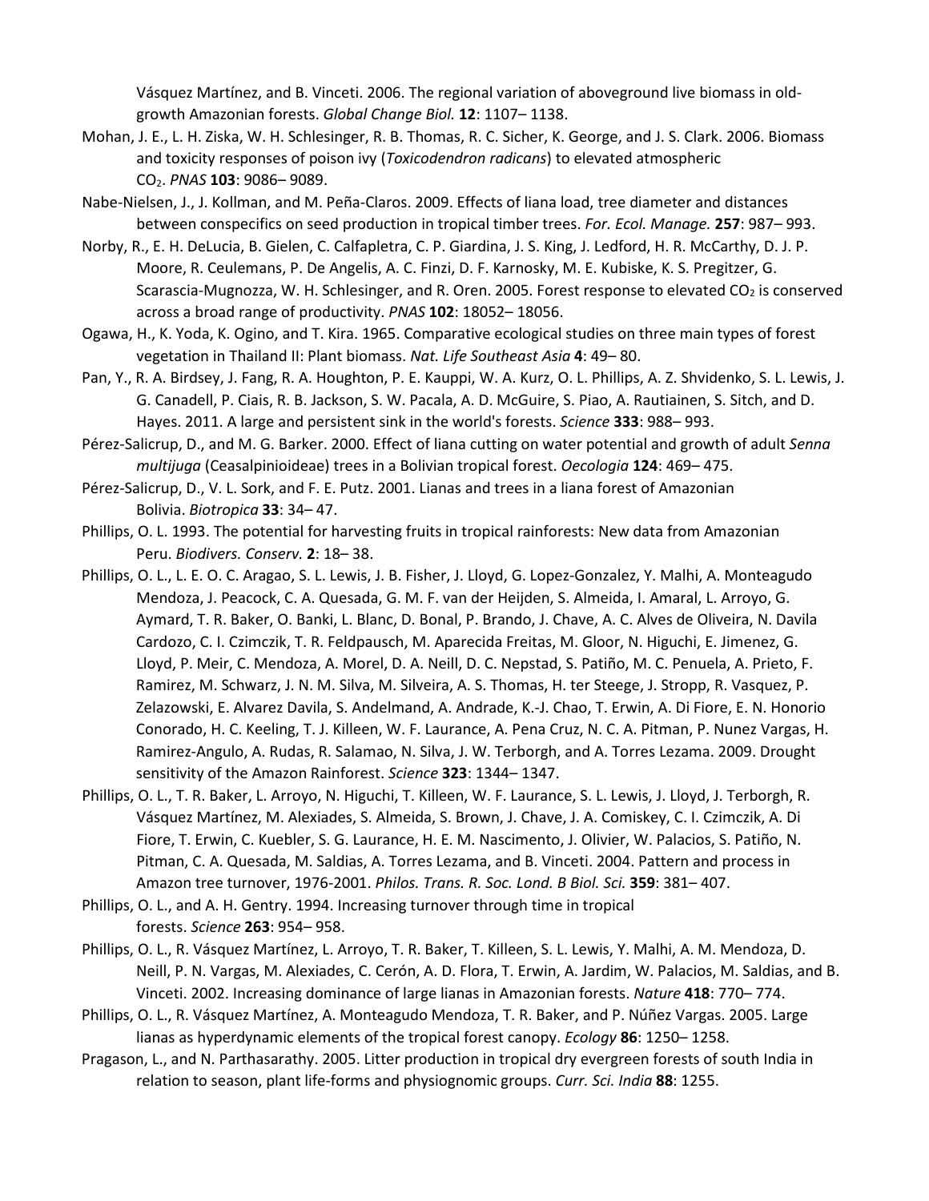Vásquez Martínez, and B. Vinceti. 2006. The regional variation of aboveground live biomass in old-growth Amazonian forests. *Global Change Biol.* **12**: 1107– 1138.

Mohan, J. E., L. H. Ziska, W. H. Schlesinger, R. B. Thomas, R. C. Sicher, K. George, and J. S. Clark. 2006. Biomass and toxicity responses of poison ivy (*Toxicodendron radicans*) to elevated atmospheric $CO_2$. *PNAS* **103**: 9086– 9089.

Nabe-Nielsen, J., J. Kollman, and M. Peña-Claros. 2009. Effects of liana load, tree diameter and distances between conspecifics on seed production in tropical timber trees. *For. Ecol. Manage.* **257**: 987– 993.

Norby, R., E. H. DeLucia, B. Gielen, C. Calfapletra, C. P. Giardina, J. S. King, J. Ledford, H. R. McCarthy, D. J. P. Moore, R. Ceulemans, P. De Angelis, A. C. Finzi, D. F. Karnosky, M. E. Kubiske, K. S. Pregitzer, G. Scarascia-Mugnozza, W. H. Schlesinger, and R. Oren. 2005. Forest response to elevated $CO_2$ is conserved across a broad range of productivity. *PNAS* **102**: 18052– 18056.

Ogawa, H., K. Yoda, K. Ogino, and T. Kira. 1965. Comparative ecological studies on three main types of forest vegetation in Thailand II: Plant biomass. *Nat. Life Southeast Asia* **4**: 49– 80.

Pan, Y., R. A. Birdsey, J. Fang, R. A. Houghton, P. E. Kauppi, W. A. Kurz, O. L. Phillips, A. Z. Shvidenko, S. L. Lewis, J. G. Canadell, P. Ciais, R. B. Jackson, S. W. Pacala, A. D. McGuire, S. Piao, A. Rautiainen, S. Sitch, and D. Hayes. 2011. A large and persistent sink in the world's forests. *Science* **333**: 988– 993.

Pérez-Salicrup, D., and M. G. Barker. 2000. Effect of liana cutting on water potential and growth of adult *Senna multijuga* (Ceasalpinioideae) trees in a Bolivian tropical forest. *Oecologia* **124**: 469– 475.

Pérez-Salicrup, D., V. L. Sork, and F. E. Putz. 2001. Lianas and trees in a liana forest of Amazonian Bolivia. *Biotropica* **33**: 34– 47.

Phillips, O. L. 1993. The potential for harvesting fruits in tropical rainforests: New data from Amazonian Peru. *Biodivers. Conserv.* **2**: 18– 38.

Phillips, O. L., L. E. O. C. Aragao, S. L. Lewis, J. B. Fisher, J. Lloyd, G. Lopez-Gonzalez, Y. Malhi, A. Monteagudo Mendoza, J. Peacock, C. A. Quesada, G. M. F. van der Heijden, S. Almeida, I. Amaral, L. Arroyo, G. Aymard, T. R. Baker, O. Banki, L. Blanc, D. Bonal, P. Brando, J. Chave, A. C. Alves de Oliveira, N. Davila Cardozo, C. I. Czimczik, T. R. Feldpausch, M. Aparecida Freitas, M. Gloor, N. Higuchi, E. Jimenez, G. Lloyd, P. Meir, C. Mendoza, A. Morel, D. A. Neill, D. C. Nepstad, S. Patiño, M. C. Penuela, A. Prieto, F. Ramirez, M. Schwarz, J. N. M. Silva, M. Silveira, A. S. Thomas, H. ter Steege, J. Stropp, R. Vasquez, P. Zelazowski, E. Alvarez Davila, S. Andelmand, A. Andrade, K.-J. Chao, T. Erwin, A. Di Fiore, E. N. Honorio Conorado, H. C. Keeling, T. J. Killeen, W. F. Laurance, A. Pena Cruz, N. C. A. Pitman, P. Nunez Vargas, H. Ramirez-Angulo, A. Rudas, R. Salamao, N. Silva, J. W. Terborgh, and A. Torres Lezama. 2009. Drought sensitivity of the Amazon Rainforest. *Science* **323**: 1344– 1347.

Phillips, O. L., T. R. Baker, L. Arroyo, N. Higuchi, T. Killeen, W. F. Laurance, S. L. Lewis, J. Lloyd, J. Terborgh, R. Vásquez Martínez, M. Alexiades, S. Almeida, S. Brown, J. Chave, J. A. Comiskey, C. I. Czimczik, A. Di Fiore, T. Erwin, C. Kuebler, S. G. Laurance, H. E. M. Nascimento, J. Olivier, W. Palacios, S. Patiño, N. Pitman, C. A. Quesada, M. Saldias, A. Torres Lezama, and B. Vinceti. 2004. Pattern and process in Amazon tree turnover, 1976-2001. *Philos. Trans. R. Soc. Lond. B Biol. Sci.* **359**: 381– 407.

Phillips, O. L., and A. H. Gentry. 1994. Increasing turnover through time in tropical forests. *Science* **263**: 954– 958.

Phillips, O. L., R. Vásquez Martínez, L. Arroyo, T. R. Baker, T. Killeen, S. L. Lewis, Y. Malhi, A. M. Mendoza, D. Neill, P. N. Vargas, M. Alexiades, C. Cerón, A. D. Flora, T. Erwin, A. Jardim, W. Palacios, M. Saldias, and B. Vinceti. 2002. Increasing dominance of large lianas in Amazonian forests. *Nature* **418**: 770– 774.

Phillips, O. L., R. Vásquez Martínez, A. Monteagudo Mendoza, T. R. Baker, and P. Núñez Vargas. 2005. Large lianas as hyperdynamic elements of the tropical forest canopy. *Ecology* **86**: 1250– 1258.

Pragason, L., and N. Parthasarathy. 2005. Litter production in tropical dry evergreen forests of south India in relation to season, plant life-forms and physiognomic groups. *Curr. Sci. India* **88**: 1255.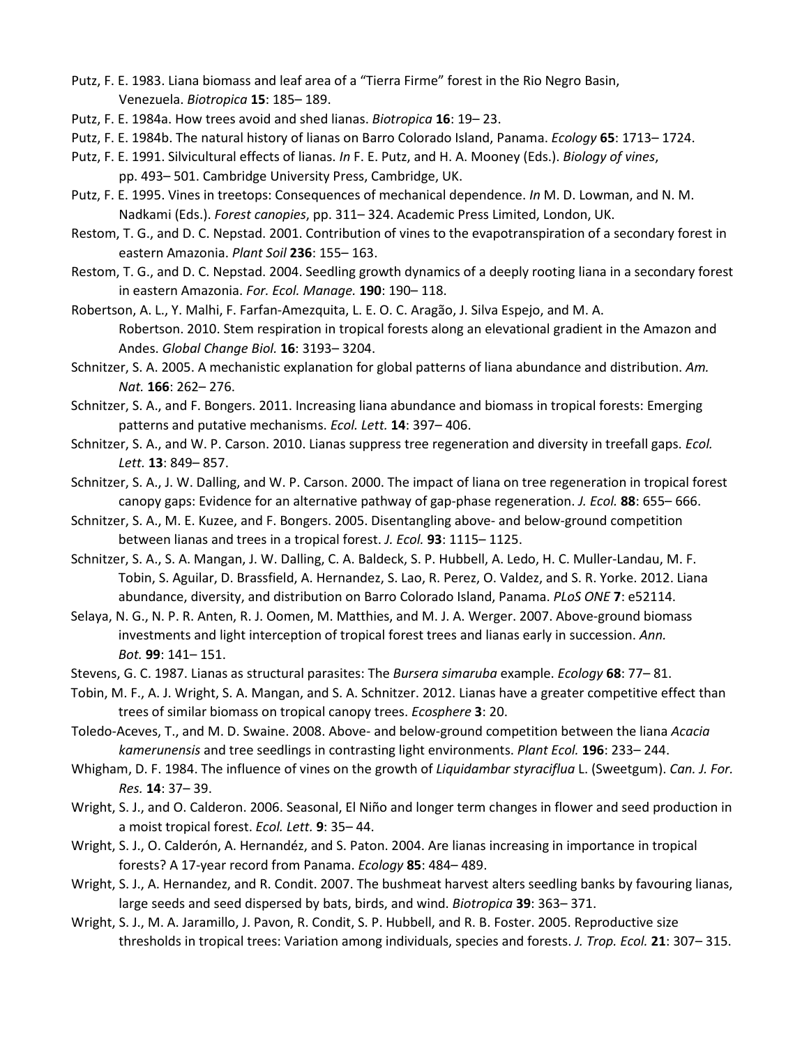Putz, F. E. 1983. Liana biomass and leaf area of a “Tierra Firme” forest in the Rio Negro Basin, Venezuela. *Biotropica* **15**: 185– 189.

Putz, F. E. 1984a. How trees avoid and shed lianas. *Biotropica* **16**: 19– 23.

Putz, F. E. 1984b. The natural history of lianas on Barro Colorado Island, Panama. *Ecology* **65**: 1713– 1724.

Putz, F. E. 1991. Silvicultural effects of lianas. *In* F. E. Putz, and H. A. Mooney (Eds.). *Biology of vines*, pp. 493– 501. Cambridge University Press, Cambridge, UK.

Putz, F. E. 1995. Vines in treetops: Consequences of mechanical dependence. *In* M. D. Lowman, and N. M. Nadkami (Eds.). *Forest canopies*, pp. 311– 324. Academic Press Limited, London, UK.

Restom, T. G., and D. C. Nepstad. 2001. Contribution of vines to the evapotranspiration of a secondary forest in eastern Amazonia. *Plant Soil* **236**: 155– 163.

Restom, T. G., and D. C. Nepstad. 2004. Seedling growth dynamics of a deeply rooting liana in a secondary forest in eastern Amazonia. *For. Ecol. Manage.* **190**: 190– 118.

Robertson, A. L., Y. Malhi, F. Farfan-Amezquita, L. E. O. C. Aragão, J. Silva Espejo, and M. A. Robertson. 2010. Stem respiration in tropical forests along an elevational gradient in the Amazon and Andes. *Global Change Biol.* **16**: 3193– 3204.

Schnitzer, S. A. 2005. A mechanistic explanation for global patterns of liana abundance and distribution. *Am. Nat.* **166**: 262– 276.

Schnitzer, S. A., and F. Bongers. 2011. Increasing liana abundance and biomass in tropical forests: Emerging patterns and putative mechanisms. *Ecol. Lett.* **14**: 397– 406.

Schnitzer, S. A., and W. P. Carson. 2010. Lianas suppress tree regeneration and diversity in treefall gaps. *Ecol. Lett.* **13**: 849– 857.

Schnitzer, S. A., J. W. Dalling, and W. P. Carson. 2000. The impact of liana on tree regeneration in tropical forest canopy gaps: Evidence for an alternative pathway of gap-phase regeneration. *J. Ecol.* **88**: 655– 666.

Schnitzer, S. A., M. E. Kuzee, and F. Bongers. 2005. Disentangling above- and below-ground competition between lianas and trees in a tropical forest. *J. Ecol.* **93**: 1115– 1125.

Schnitzer, S. A., S. A. Mangan, J. W. Dalling, C. A. Baldeck, S. P. Hubbell, A. Ledo, H. C. Muller-Landau, M. F. Tobin, S. Aguilar, D. Brassfield, A. Hernandez, S. Lao, R. Perez, O. Valdez, and S. R. Yorke. 2012. Liana abundance, diversity, and distribution on Barro Colorado Island, Panama. *PLoS ONE* **7**: e52114.

Selaya, N. G., N. P. R. Anten, R. J. Oomen, M. Matthies, and M. J. A. Werger. 2007. Above-ground biomass investments and light interception of tropical forest trees and lianas early in succession. *Ann. Bot.* **99**: 141– 151.

Stevens, G. C. 1987. Lianas as structural parasites: The *Bursera simaruba* example. *Ecology* **68**: 77– 81.

Tobin, M. F., A. J. Wright, S. A. Mangan, and S. A. Schnitzer. 2012. Lianas have a greater competitive effect than trees of similar biomass on tropical canopy trees. *Ecosphere* **3**: 20.

Toledo-Aceves, T., and M. D. Swaine. 2008. Above- and below-ground competition between the liana *Acacia kamerunensis* and tree seedlings in contrasting light environments. *Plant Ecol.* **196**: 233– 244.

Whigham, D. F. 1984. The influence of vines on the growth of *Liquidambar styraciflua* L. (Sweetgum). *Can. J. For. Res.* **14**: 37– 39.

Wright, S. J., and O. Calderon. 2006. Seasonal, El Niño and longer term changes in flower and seed production in a moist tropical forest. *Ecol. Lett.* **9**: 35– 44.

Wright, S. J., O. Calderón, A. Hernandéz, and S. Paton. 2004. Are lianas increasing in importance in tropical forests? A 17-year record from Panama. *Ecology* **85**: 484– 489.

Wright, S. J., A. Hernandez, and R. Condit. 2007. The bushmeat harvest alters seedling banks by favouring lianas, large seeds and seed dispersed by bats, birds, and wind. *Biotropica* **39**: 363– 371.

Wright, S. J., M. A. Jaramillo, J. Pavon, R. Condit, S. P. Hubbell, and R. B. Foster. 2005. Reproductive size thresholds in tropical trees: Variation among individuals, species and forests. *J. Trop. Ecol.* **21**: 307– 315.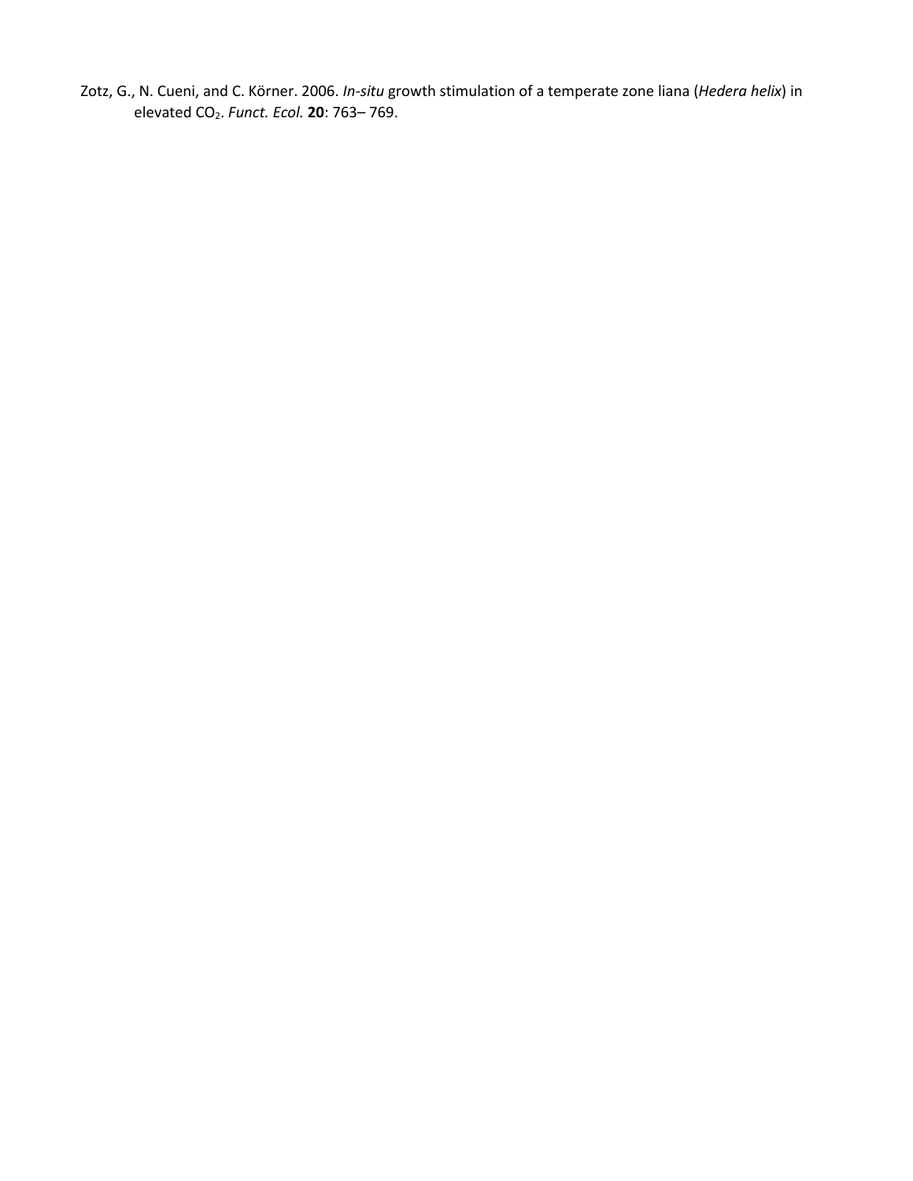Zotz, G., N. Cueni, and C. Körner. 2006. *In-situ* growth stimulation of a temperate zone liana (*Hedera helix*) in elevated $CO_2$. *Funct. Ecol.* **20**: 763– 769.